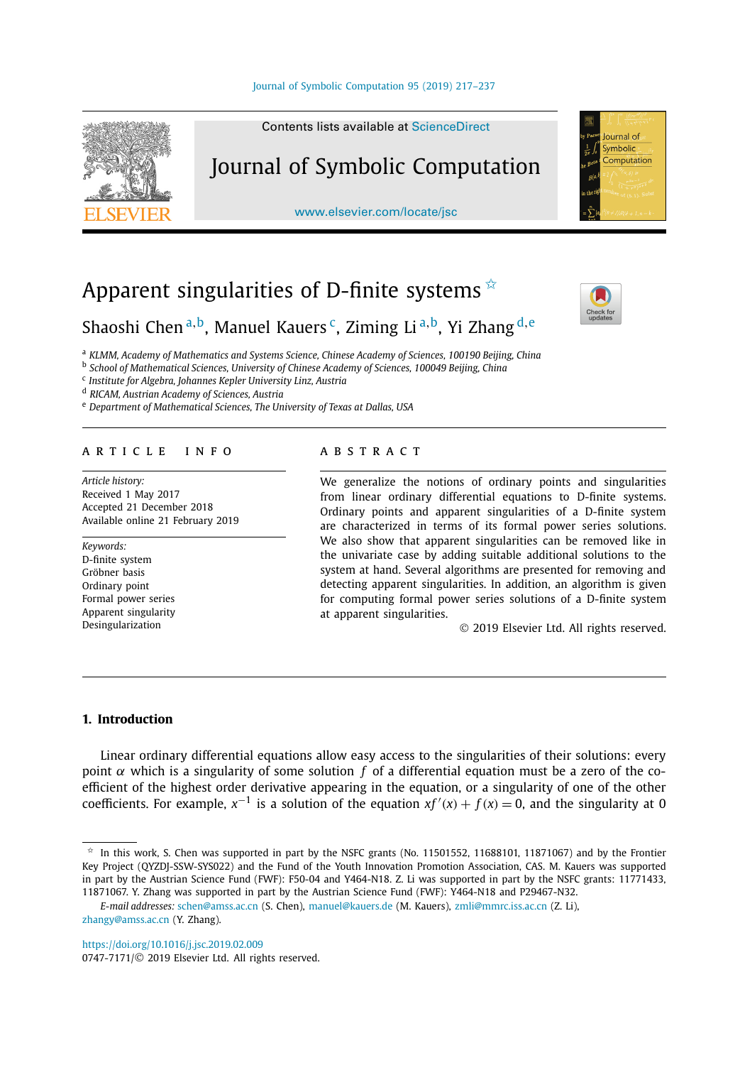Contents lists available at ScienceDirect

# Journal of Symbolic Computation

www.elsevier.com/locate/jsc

# Apparent singularities of D-finite systems ☆

Shaoshi Chen[a,b], Manuel Kauers[c], Ziming Li[a,b], Yi Zhang[d,e]

[a] *KLMM, Academy of Mathematics and Systems Science, Chinese Academy of Sciences, 100190 Beijing, China*
[b] *School of Mathematical Sciences, University of Chinese Academy of Sciences, 100049 Beijing, China*
[c] *Institute for Algebra, Johannes Kepler University Linz, Austria*
[d] *RICAM, Austrian Academy of Sciences, Austria*
[e] *Department of Mathematical Sciences, The University of Texas at Dallas, USA*

**ARTICLE INFO**

*Article history:*
Received 1 May 2017
Accepted 21 December 2018
Available online 21 February 2019

*Keywords:*
D-finite system
Gröbner basis
Ordinary point
Formal power series
Apparent singularity
Desingularization

**ABSTRACT**

We generalize the notions of ordinary points and singularities from linear ordinary differential equations to D-finite systems. Ordinary points and apparent singularities of a D-finite system are characterized in terms of its formal power series solutions. We also show that apparent singularities can be removed like in the univariate case by adding suitable additional solutions to the system at hand. Several algorithms are presented for removing and detecting apparent singularities. In addition, an algorithm is given for computing formal power series solutions of a D-finite system at apparent singularities.

© 2019 Elsevier Ltd. All rights reserved.

## 1. Introduction

Linear ordinary differential equations allow easy access to the singularities of their solutions: every point $\alpha$ which is a singularity of some solution $f$ of a differential equation must be a zero of the coefficient of the highest order derivative appearing in the equation, or a singularity of one of the other coefficients. For example, $x^{-1}$ is a solution of the equation $xf'(x) + f(x) = 0$, and the singularity at 0

☆ In this work, S. Chen was supported in part by the NSFC grants (No. 11501552, 11688101, 11871067) and by the Frontier Key Project (QYZDJ-SSW-SYS022) and the Fund of the Youth Innovation Promotion Association, CAS. M. Kauers was supported in part by the Austrian Science Fund (FWF): F50-04 and Y464-N18. Z. Li was supported in part by the NSFC grants: 11771433, 11871067. Y. Zhang was supported in part by the Austrian Science Fund (FWF): Y464-N18 and P29467-N32.

*E-mail addresses:* schen@amss.ac.cn (S. Chen), manuel@kauers.de (M. Kauers), zmli@mmrc.iss.ac.cn (Z. Li), zhangy@amss.ac.cn (Y. Zhang).

https://doi.org/10.1016/j.jsc.2019.02.009
0747-7171/© 2019 Elsevier Ltd. All rights reserved.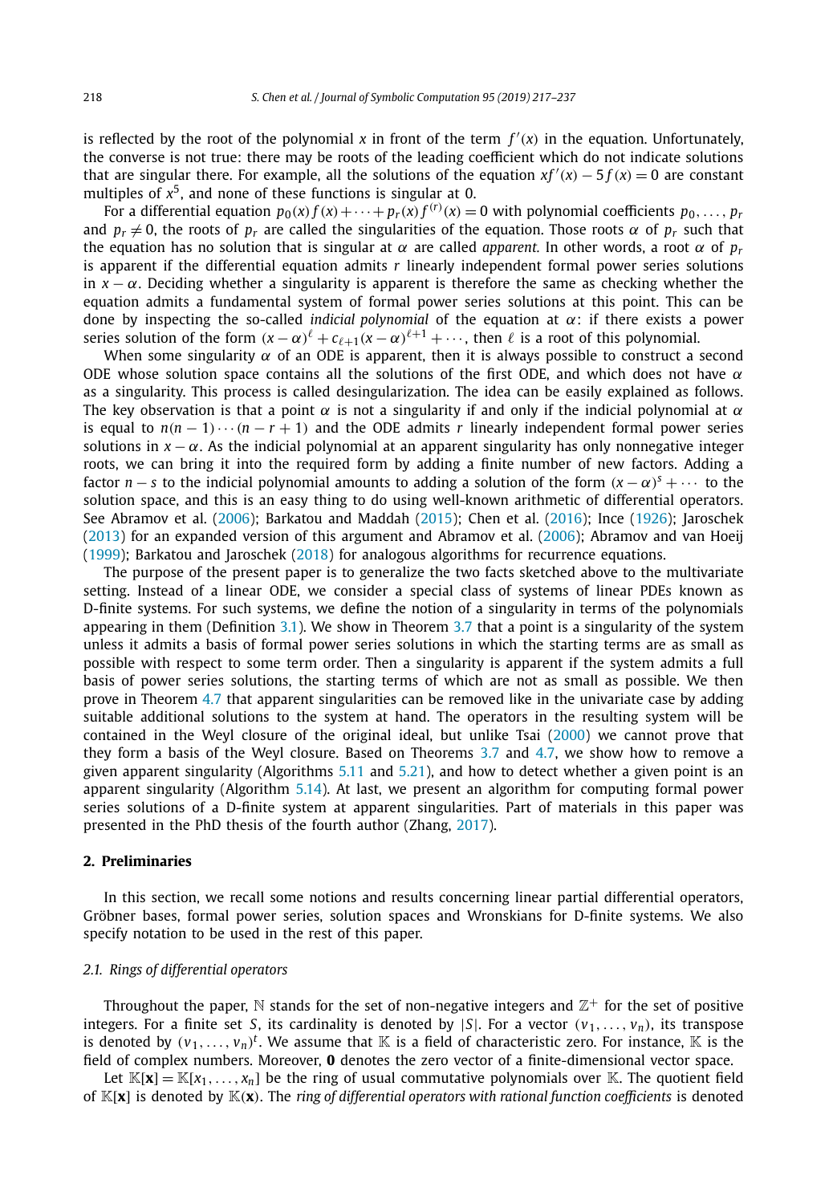is reflected by the root of the polynomial $x$ in front of the term $f'(x)$ in the equation. Unfortunately, the converse is not true: there may be roots of the leading coefficient which do not indicate solutions that are singular there. For example, all the solutions of the equation $xf'(x) - 5f(x) = 0$ are constant multiples of $x^5$, and none of these functions is singular at 0.

For a differential equation $p_0(x)f(x) + \cdots + p_r(x)f^{(r)}(x) = 0$ with polynomial coefficients $p_0, \ldots, p_r$ and $p_r \neq 0$, the roots of $p_r$ are called the singularities of the equation. Those roots $\alpha$ of $p_r$ such that the equation has no solution that is singular at $\alpha$ are called *apparent.* In other words, a root $\alpha$ of $p_r$ is apparent if the differential equation admits $r$ linearly independent formal power series solutions in $x - \alpha$. Deciding whether a singularity is apparent is therefore the same as checking whether the equation admits a fundamental system of formal power series solutions at this point. This can be done by inspecting the so-called *indicial polynomial* of the equation at $\alpha$: if there exists a power series solution of the form $(x - \alpha)^\ell + c_{\ell+1}(x - \alpha)^{\ell+1} + \cdots$, then $\ell$ is a root of this polynomial.

When some singularity $\alpha$ of an ODE is apparent, then it is always possible to construct a second ODE whose solution space contains all the solutions of the first ODE, and which does not have $\alpha$ as a singularity. This process is called desingularization. The idea can be easily explained as follows. The key observation is that a point $\alpha$ is not a singularity if and only if the indicial polynomial at $\alpha$ is equal to $n(n-1)\cdots(n-r+1)$ and the ODE admits $r$ linearly independent formal power series solutions in $x - \alpha$. As the indicial polynomial at an apparent singularity has only nonnegative integer roots, we can bring it into the required form by adding a finite number of new factors. Adding a factor $n - s$ to the indicial polynomial amounts to adding a solution of the form $(x - \alpha)^s + \cdots$ to the solution space, and this is an easy thing to do using well-known arithmetic of differential operators. See Abramov et al. (2006); Barkatou and Maddah (2015); Chen et al. (2016); Ince (1926); Jaroschek (2013) for an expanded version of this argument and Abramov et al. (2006); Abramov and van Hoeij (1999); Barkatou and Jaroschek (2018) for analogous algorithms for recurrence equations.

The purpose of the present paper is to generalize the two facts sketched above to the multivariate setting. Instead of a linear ODE, we consider a special class of systems of linear PDEs known as D-finite systems. For such systems, we define the notion of a singularity in terms of the polynomials appearing in them (Definition 3.1). We show in Theorem 3.7 that a point is a singularity of the system unless it admits a basis of formal power series solutions in which the starting terms are as small as possible with respect to some term order. Then a singularity is apparent if the system admits a full basis of power series solutions, the starting terms of which are not as small as possible. We then prove in Theorem 4.7 that apparent singularities can be removed like in the univariate case by adding suitable additional solutions to the system at hand. The operators in the resulting system will be contained in the Weyl closure of the original ideal, but unlike Tsai (2000) we cannot prove that they form a basis of the Weyl closure. Based on Theorems 3.7 and 4.7, we show how to remove a given apparent singularity (Algorithms 5.11 and 5.21), and how to detect whether a given point is an apparent singularity (Algorithm 5.14). At last, we present an algorithm for computing formal power series solutions of a D-finite system at apparent singularities. Part of materials in this paper was presented in the PhD thesis of the fourth author (Zhang, 2017).

## 2. Preliminaries

In this section, we recall some notions and results concerning linear partial differential operators, Gröbner bases, formal power series, solution spaces and Wronskians for D-finite systems. We also specify notation to be used in the rest of this paper.

### 2.1. Rings of differential operators

Throughout the paper, $\mathbb{N}$ stands for the set of non-negative integers and $\mathbb{Z}^+$ for the set of positive integers. For a finite set $S$, its cardinality is denoted by $|S|$. For a vector $(v_1, \ldots, v_n)$, its transpose is denoted by $(v_1, \ldots, v_n)^t$. We assume that $\mathbb{K}$ is a field of characteristic zero. For instance, $\mathbb{K}$ is the field of complex numbers. Moreover, $\mathbf{0}$ denotes the zero vector of a finite-dimensional vector space.

Let $\mathbb{K}[\mathbf{x}] = \mathbb{K}[x_1, \ldots, x_n]$ be the ring of usual commutative polynomials over $\mathbb{K}$. The quotient field of $\mathbb{K}[\mathbf{x}]$ is denoted by $\mathbb{K}(\mathbf{x})$. The *ring of differential operators with rational function coefficients* is denoted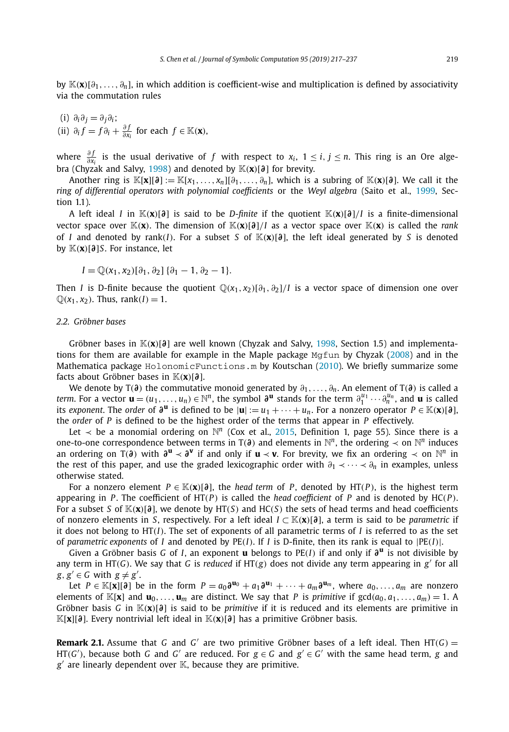by $\mathbb{K}(\mathbf{x})[\partial_1, \ldots, \partial_n]$, in which addition is coefficient-wise and multiplication is defined by associativity via the commutation rules

(i) $\partial_i \partial_j = \partial_j \partial_i$;
(ii) $\partial_i f = f \partial_i + \frac{\partial f}{\partial x_i}$ for each $f \in \mathbb{K}(\mathbf{x})$,

where $\frac{\partial f}{\partial x_i}$ is the usual derivative of $f$ with respect to $x_i$, $1 \le i, j \le n$. This ring is an Ore algebra (Chyzak and Salvy, 1998) and denoted by $\mathbb{K}(\mathbf{x})[\boldsymbol{\partial}]$ for brevity.

Another ring is $\mathbb{K}[\mathbf{x}][\boldsymbol{\partial}] := \mathbb{K}[x_1, \ldots, x_n][\partial_1, \ldots, \partial_n]$, which is a subring of $\mathbb{K}(\mathbf{x})[\boldsymbol{\partial}]$. We call it the *ring of differential operators with polynomial coefficients* or the *Weyl algebra* (Saito et al., 1999, Section 1.1).

A left ideal $I$ in $\mathbb{K}(\mathbf{x})[\boldsymbol{\partial}]$ is said to be *D-finite* if the quotient $\mathbb{K}(\mathbf{x})[\boldsymbol{\partial}]/I$ is a finite-dimensional vector space over $\mathbb{K}(\mathbf{x})$. The dimension of $\mathbb{K}(\mathbf{x})[\boldsymbol{\partial}]/I$ as a vector space over $\mathbb{K}(\mathbf{x})$ is called the *rank* of $I$ and denoted by $\operatorname{rank}(I)$. For a subset $S$ of $\mathbb{K}(\mathbf{x})[\boldsymbol{\partial}]$, the left ideal generated by $S$ is denoted by $\mathbb{K}(\mathbf{x})[\boldsymbol{\partial}]S$. For instance, let

$$I = \mathbb{Q}(x_1, x_2)[\partial_1, \partial_2]\,\{\partial_1 - 1, \partial_2 - 1\}.$$

Then $I$ is D-finite because the quotient $\mathbb{Q}(x_1, x_2)[\partial_1, \partial_2]/I$ is a vector space of dimension one over $\mathbb{Q}(x_1, x_2)$. Thus, $\operatorname{rank}(I) = 1$.

### 2.2. Gröbner bases

Gröbner bases in $\mathbb{K}(\mathbf{x})[\boldsymbol{\partial}]$ are well known (Chyzak and Salvy, 1998, Section 1.5) and implementations for them are available for example in the Maple package `Mgfun` by Chyzak (2008) and in the Mathematica package `HolonomicFunctions.m` by Koutschan (2010). We briefly summarize some facts about Gröbner bases in $\mathbb{K}(\mathbf{x})[\boldsymbol{\partial}]$.

We denote by $\mathrm{T}(\boldsymbol{\partial})$ the commutative monoid generated by $\partial_1, \ldots, \partial_n$. An element of $\mathrm{T}(\boldsymbol{\partial})$ is called a *term*. For a vector $\mathbf{u} = (u_1, \ldots, u_n) \in \mathbb{N}^n$, the symbol $\boldsymbol{\partial}^{\mathbf{u}}$ stands for the term $\partial_1^{u_1} \cdots \partial_n^{u_n}$, and $\mathbf{u}$ is called its *exponent*. The *order* of $\boldsymbol{\partial}^{\mathbf{u}}$ is defined to be $|\mathbf{u}| := u_1 + \cdots + u_n$. For a nonzero operator $P \in \mathbb{K}(\mathbf{x})[\boldsymbol{\partial}]$, the *order* of $P$ is defined to be the highest order of the terms that appear in $P$ effectively.

Let $\prec$ be a monomial ordering on $\mathbb{N}^n$ (Cox et al., 2015, Definition 1, page 55). Since there is a one-to-one correspondence between terms in $\mathrm{T}(\boldsymbol{\partial})$ and elements in $\mathbb{N}^n$, the ordering $\prec$ on $\mathbb{N}^n$ induces an ordering on $\mathrm{T}(\boldsymbol{\partial})$ with $\boldsymbol{\partial}^{\mathbf{u}} \prec \boldsymbol{\partial}^{\mathbf{v}}$ if and only if $\mathbf{u} \prec \mathbf{v}$. For brevity, we fix an ordering $\prec$ on $\mathbb{N}^n$ in the rest of this paper, and use the graded lexicographic order with $\partial_1 \prec \cdots \prec \partial_n$ in examples, unless otherwise stated.

For a nonzero element $P \in \mathbb{K}(\mathbf{x})[\boldsymbol{\partial}]$, the *head term* of $P$, denoted by $\mathrm{HT}(P)$, is the highest term appearing in $P$. The coefficient of $\mathrm{HT}(P)$ is called the *head coefficient* of $P$ and is denoted by $\mathrm{HC}(P)$. For a subset $S$ of $\mathbb{K}(\mathbf{x})[\boldsymbol{\partial}]$, we denote by $\mathrm{HT}(S)$ and $\mathrm{HC}(S)$ the sets of head terms and head coefficients of nonzero elements in $S$, respectively. For a left ideal $I \subset \mathbb{K}(\mathbf{x})[\boldsymbol{\partial}]$, a term is said to be *parametric* if it does not belong to $\mathrm{HT}(I)$. The set of exponents of all parametric terms of $I$ is referred to as the set of *parametric exponents* of $I$ and denoted by $\mathrm{PE}(I)$. If $I$ is D-finite, then its rank is equal to $|\mathrm{PE}(I)|$.

Given a Gröbner basis $G$ of $I$, an exponent $\mathbf{u}$ belongs to $\mathrm{PE}(I)$ if and only if $\boldsymbol{\partial}^{\mathbf{u}}$ is not divisible by any term in $\mathrm{HT}(G)$. We say that $G$ is *reduced* if $\mathrm{HT}(g)$ does not divide any term appearing in $g'$ for all $g, g' \in G$ with $g \neq g'$.

Let $P \in \mathbb{K}[\mathbf{x}][\boldsymbol{\partial}]$ be in the form $P = a_0 \boldsymbol{\partial}^{\mathbf{u}_0} + a_1 \boldsymbol{\partial}^{\mathbf{u}_1} + \cdots + a_m \boldsymbol{\partial}^{\mathbf{u}_m}$, where $a_0, \ldots, a_m$ are nonzero elements of $\mathbb{K}[\mathbf{x}]$ and $\mathbf{u}_0, \ldots, \mathbf{u}_m$ are distinct. We say that $P$ is *primitive* if $\gcd(a_0, a_1, \ldots, a_m) = 1$. A Gröbner basis $G$ in $\mathbb{K}(\mathbf{x})[\boldsymbol{\partial}]$ is said to be *primitive* if it is reduced and its elements are primitive in $\mathbb{K}[\mathbf{x}][\boldsymbol{\partial}]$. Every nontrivial left ideal in $\mathbb{K}(\mathbf{x})[\boldsymbol{\partial}]$ has a primitive Gröbner basis.

**Remark 2.1.** Assume that $G$ and $G'$ are two primitive Gröbner bases of a left ideal. Then $\mathrm{HT}(G) = \mathrm{HT}(G')$, because both $G$ and $G'$ are reduced. For $g \in G$ and $g' \in G'$ with the same head term, $g$ and $g'$ are linearly dependent over $\mathbb{K}$, because they are primitive.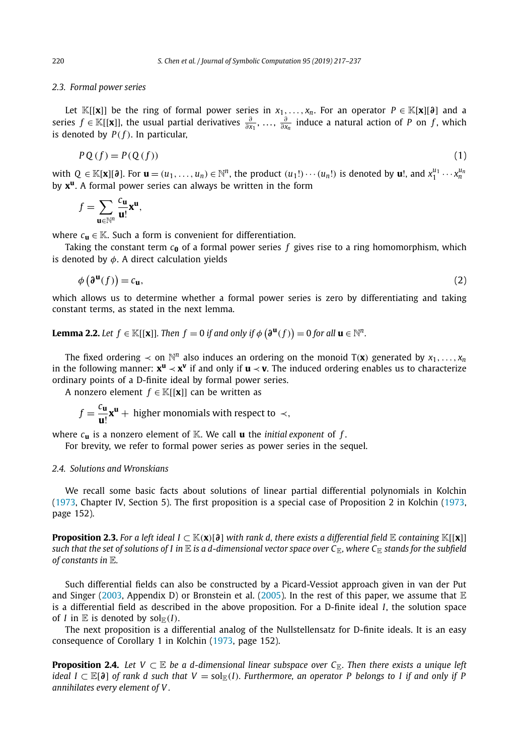### 2.3. Formal power series

Let $\mathbb{K}[[\mathbf{x}]]$ be the ring of formal power series in $x_1, \ldots, x_n$. For an operator $P \in \mathbb{K}[\mathbf{x}][\boldsymbol{\partial}]$ and a series $f \in \mathbb{K}[[\mathbf{x}]]$, the usual partial derivatives $\frac{\partial}{\partial x_1}, \ldots, \frac{\partial}{\partial x_n}$ induce a natural action of $P$ on $f$, which is denoted by $P(f)$. In particular,

$$PQ(f) = P(Q(f)) \tag{1}$$

with $Q \in \mathbb{K}[\mathbf{x}][\boldsymbol{\partial}]$. For $\mathbf{u} = (u_1, \ldots, u_n) \in \mathbb{N}^n$, the product $(u_1!) \cdots (u_n!)$ is denoted by $\mathbf{u}!$, and $x_1^{u_1} \cdots x_n^{u_n}$ by $\mathbf{x}^{\mathbf{u}}$. A formal power series can always be written in the form

$$f = \sum_{\mathbf{u} \in \mathbb{N}^n} \frac{c_{\mathbf{u}}}{\mathbf{u}!} \mathbf{x}^{\mathbf{u}},$$

where $c_{\mathbf{u}} \in \mathbb{K}$. Such a form is convenient for differentiation.

Taking the constant term $c_{\mathbf{0}}$ of a formal power series $f$ gives rise to a ring homomorphism, which is denoted by $\phi$. A direct calculation yields

$$\phi\left(\boldsymbol{\partial}^{\mathbf{u}}(f)\right) = c_{\mathbf{u}}, \tag{2}$$

which allows us to determine whether a formal power series is zero by differentiating and taking constant terms, as stated in the next lemma.

**Lemma 2.2.** *Let $f \in \mathbb{K}[[\mathbf{x}]]$. Then $f = 0$ if and only if $\phi\left(\boldsymbol{\partial}^{\mathbf{u}}(f)\right) = 0$ for all $\mathbf{u} \in \mathbb{N}^n$.*

The fixed ordering $\prec$ on $\mathbb{N}^n$ also induces an ordering on the monoid $\mathrm{T}(\mathbf{x})$ generated by $x_1, \ldots, x_n$ in the following manner: $\mathbf{x}^{\mathbf{u}} \prec \mathbf{x}^{\mathbf{v}}$ if and only if $\mathbf{u} \prec \mathbf{v}$. The induced ordering enables us to characterize ordinary points of a D-finite ideal by formal power series.

A nonzero element $f \in \mathbb{K}[[\mathbf{x}]]$ can be written as

$$f = \frac{c_{\mathbf{u}}}{\mathbf{u}!} \mathbf{x}^{\mathbf{u}} + \text{ higher monomials with respect to } \prec,$$

where $c_{\mathbf{u}}$ is a nonzero element of $\mathbb{K}$. We call $\mathbf{u}$ the *initial exponent* of $f$.

For brevity, we refer to formal power series as power series in the sequel.

### 2.4. Solutions and Wronskians

We recall some basic facts about solutions of linear partial differential polynomials in Kolchin (1973, Chapter IV, Section 5). The first proposition is a special case of Proposition 2 in Kolchin (1973, page 152).

**Proposition 2.3.** *For a left ideal $I \subset \mathbb{K}(\mathbf{x})[\boldsymbol{\partial}]$ with rank $d$, there exists a differential field $\mathbb{E}$ containing $\mathbb{K}[[\mathbf{x}]]$ such that the set of solutions of $I$ in $\mathbb{E}$ is a $d$-dimensional vector space over $C_{\mathbb{E}}$, where $C_{\mathbb{E}}$ stands for the subfield of constants in $\mathbb{E}$.*

Such differential fields can also be constructed by a Picard-Vessiot approach given in van der Put and Singer (2003, Appendix D) or Bronstein et al. (2005). In the rest of this paper, we assume that $\mathbb{E}$ is a differential field as described in the above proposition. For a D-finite ideal $I$, the solution space of $I$ in $\mathbb{E}$ is denoted by $\mathrm{sol}_{\mathbb{E}}(I)$.

The next proposition is a differential analog of the Nullstellensatz for D-finite ideals. It is an easy consequence of Corollary 1 in Kolchin (1973, page 152).

**Proposition 2.4.** *Let $V \subset \mathbb{E}$ be a $d$-dimensional linear subspace over $C_{\mathbb{E}}$. Then there exists a unique left ideal $I \subset \mathbb{E}[\boldsymbol{\partial}]$ of rank $d$ such that $V = \mathrm{sol}_{\mathbb{E}}(I)$. Furthermore, an operator $P$ belongs to $I$ if and only if $P$ annihilates every element of $V$.*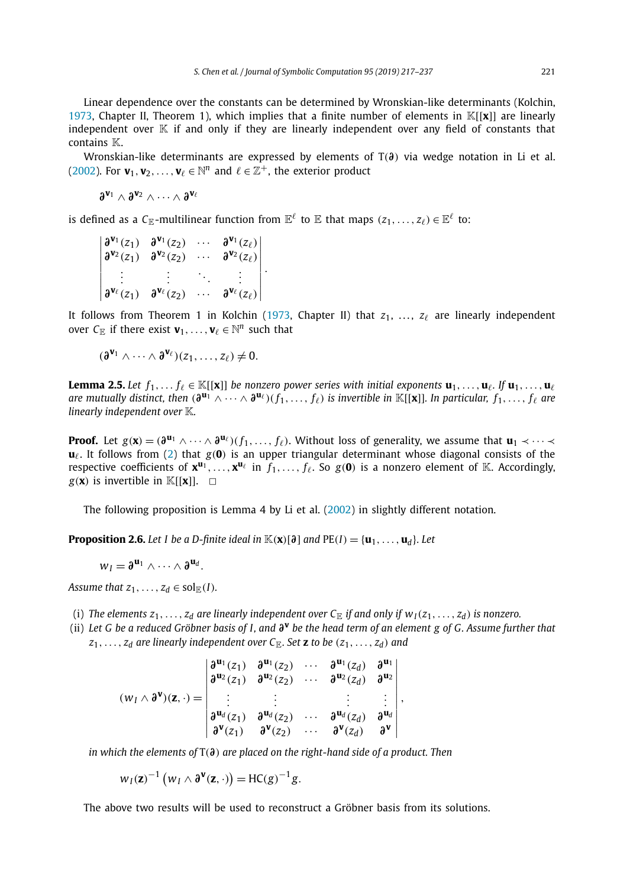Linear dependence over the constants can be determined by Wronskian-like determinants (Kolchin, 1973, Chapter II, Theorem 1), which implies that a finite number of elements in $\mathbb{K}[[\mathbf{x}]]$ are linearly independent over $\mathbb{K}$ if and only if they are linearly independent over any field of constants that contains $\mathbb{K}$.

Wronskian-like determinants are expressed by elements of $\mathrm{T}(\boldsymbol{\partial})$ via wedge notation in Li et al. (2002). For $\mathbf{v}_1, \mathbf{v}_2, \ldots, \mathbf{v}_\ell \in \mathbb{N}^n$ and $\ell \in \mathbb{Z}^+$, the exterior product

$$\boldsymbol{\partial}^{\mathbf{v}_1} \wedge \boldsymbol{\partial}^{\mathbf{v}_2} \wedge \cdots \wedge \boldsymbol{\partial}^{\mathbf{v}_\ell}$$

is defined as a $C_{\mathbb{E}}$-multilinear function from $\mathbb{E}^\ell$ to $\mathbb{E}$ that maps $(z_1, \ldots, z_\ell) \in \mathbb{E}^\ell$ to:

$$\begin{vmatrix} \boldsymbol{\partial}^{\mathbf{v}_1}(z_1) & \boldsymbol{\partial}^{\mathbf{v}_1}(z_2) & \cdots & \boldsymbol{\partial}^{\mathbf{v}_1}(z_\ell) \\ \boldsymbol{\partial}^{\mathbf{v}_2}(z_1) & \boldsymbol{\partial}^{\mathbf{v}_2}(z_2) & \cdots & \boldsymbol{\partial}^{\mathbf{v}_2}(z_\ell) \\ \vdots & \vdots & \ddots & \vdots \\ \boldsymbol{\partial}^{\mathbf{v}_\ell}(z_1) & \boldsymbol{\partial}^{\mathbf{v}_\ell}(z_2) & \cdots & \boldsymbol{\partial}^{\mathbf{v}_\ell}(z_\ell) \end{vmatrix}.$$

It follows from Theorem 1 in Kolchin (1973, Chapter II) that $z_1, \ldots, z_\ell$ are linearly independent over $C_{\mathbb{E}}$ if there exist $\mathbf{v}_1, \ldots, \mathbf{v}_\ell \in \mathbb{N}^n$ such that

$$(\boldsymbol{\partial}^{\mathbf{v}_1} \wedge \cdots \wedge \boldsymbol{\partial}^{\mathbf{v}_\ell})(z_1, \ldots, z_\ell) \neq 0.$$

**Lemma 2.5.** *Let $f_1, \ldots f_\ell \in \mathbb{K}[[\mathbf{x}]]$ be nonzero power series with initial exponents $\mathbf{u}_1, \ldots, \mathbf{u}_\ell$. If $\mathbf{u}_1, \ldots, \mathbf{u}_\ell$ are mutually distinct, then $(\boldsymbol{\partial}^{\mathbf{u}_1} \wedge \cdots \wedge \boldsymbol{\partial}^{\mathbf{u}_\ell})(f_1, \ldots, f_\ell)$ is invertible in $\mathbb{K}[[\mathbf{x}]]$. In particular, $f_1, \ldots, f_\ell$ are linearly independent over $\mathbb{K}$.*

**Proof.** Let $g(\mathbf{x}) = (\boldsymbol{\partial}^{\mathbf{u}_1} \wedge \cdots \wedge \boldsymbol{\partial}^{\mathbf{u}_\ell})(f_1, \ldots, f_\ell)$. Without loss of generality, we assume that $\mathbf{u}_1 \prec \cdots \prec \mathbf{u}_\ell$. It follows from (2) that $g(\mathbf{0})$ is an upper triangular determinant whose diagonal consists of the respective coefficients of $\mathbf{x}^{\mathbf{u}_1}, \ldots, \mathbf{x}^{\mathbf{u}_\ell}$ in $f_1, \ldots, f_\ell$. So $g(\mathbf{0})$ is a nonzero element of $\mathbb{K}$. Accordingly, $g(\mathbf{x})$ is invertible in $\mathbb{K}[[\mathbf{x}]]$. $\square$

The following proposition is Lemma 4 by Li et al. (2002) in slightly different notation.

**Proposition 2.6.** *Let $I$ be a D-finite ideal in $\mathbb{K}(\mathbf{x})[\boldsymbol{\partial}]$ and $\mathrm{PE}(I) = \{\mathbf{u}_1, \ldots, \mathbf{u}_d\}$. Let*

$$w_I = \boldsymbol{\partial}^{\mathbf{u}_1} \wedge \cdots \wedge \boldsymbol{\partial}^{\mathbf{u}_d}.$$

*Assume that $z_1, \ldots, z_d \in \mathrm{sol}_{\mathbb{E}}(I)$.*

- (i) *The elements $z_1, \ldots, z_d$ are linearly independent over $C_{\mathbb{E}}$ if and only if $w_I(z_1, \ldots, z_d)$ is nonzero.*
- (ii) *Let $G$ be a reduced Gröbner basis of $I$, and $\boldsymbol{\partial}^{\mathbf{v}}$ be the head term of an element $g$ of $G$. Assume further that $z_1, \ldots, z_d$ are linearly independent over $C_{\mathbb{E}}$. Set $\mathbf{z}$ to be $(z_1, \ldots, z_d)$ and*

$$(w_I \wedge \boldsymbol{\partial}^{\mathbf{v}})(\mathbf{z}, \cdot) = \begin{vmatrix} \boldsymbol{\partial}^{\mathbf{u}_1}(z_1) & \boldsymbol{\partial}^{\mathbf{u}_1}(z_2) & \cdots & \boldsymbol{\partial}^{\mathbf{u}_1}(z_d) & \boldsymbol{\partial}^{\mathbf{u}_1} \\ \boldsymbol{\partial}^{\mathbf{u}_2}(z_1) & \boldsymbol{\partial}^{\mathbf{u}_2}(z_2) & \cdots & \boldsymbol{\partial}^{\mathbf{u}_2}(z_d) & \boldsymbol{\partial}^{\mathbf{u}_2} \\ \vdots & \vdots & & \vdots & \vdots \\ \boldsymbol{\partial}^{\mathbf{u}_d}(z_1) & \boldsymbol{\partial}^{\mathbf{u}_d}(z_2) & \cdots & \boldsymbol{\partial}^{\mathbf{u}_d}(z_d) & \boldsymbol{\partial}^{\mathbf{u}_d} \\ \boldsymbol{\partial}^{\mathbf{v}}(z_1) & \boldsymbol{\partial}^{\mathbf{v}}(z_2) & \cdots & \boldsymbol{\partial}^{\mathbf{v}}(z_d) & \boldsymbol{\partial}^{\mathbf{v}} \end{vmatrix},$$

  *in which the elements of $\mathrm{T}(\boldsymbol{\partial})$ are placed on the right-hand side of a product. Then*

$$w_I(\mathbf{z})^{-1}\left(w_I \wedge \boldsymbol{\partial}^{\mathbf{v}}(\mathbf{z}, \cdot)\right) = \mathrm{HC}(g)^{-1} g.$$

The above two results will be used to reconstruct a Gröbner basis from its solutions.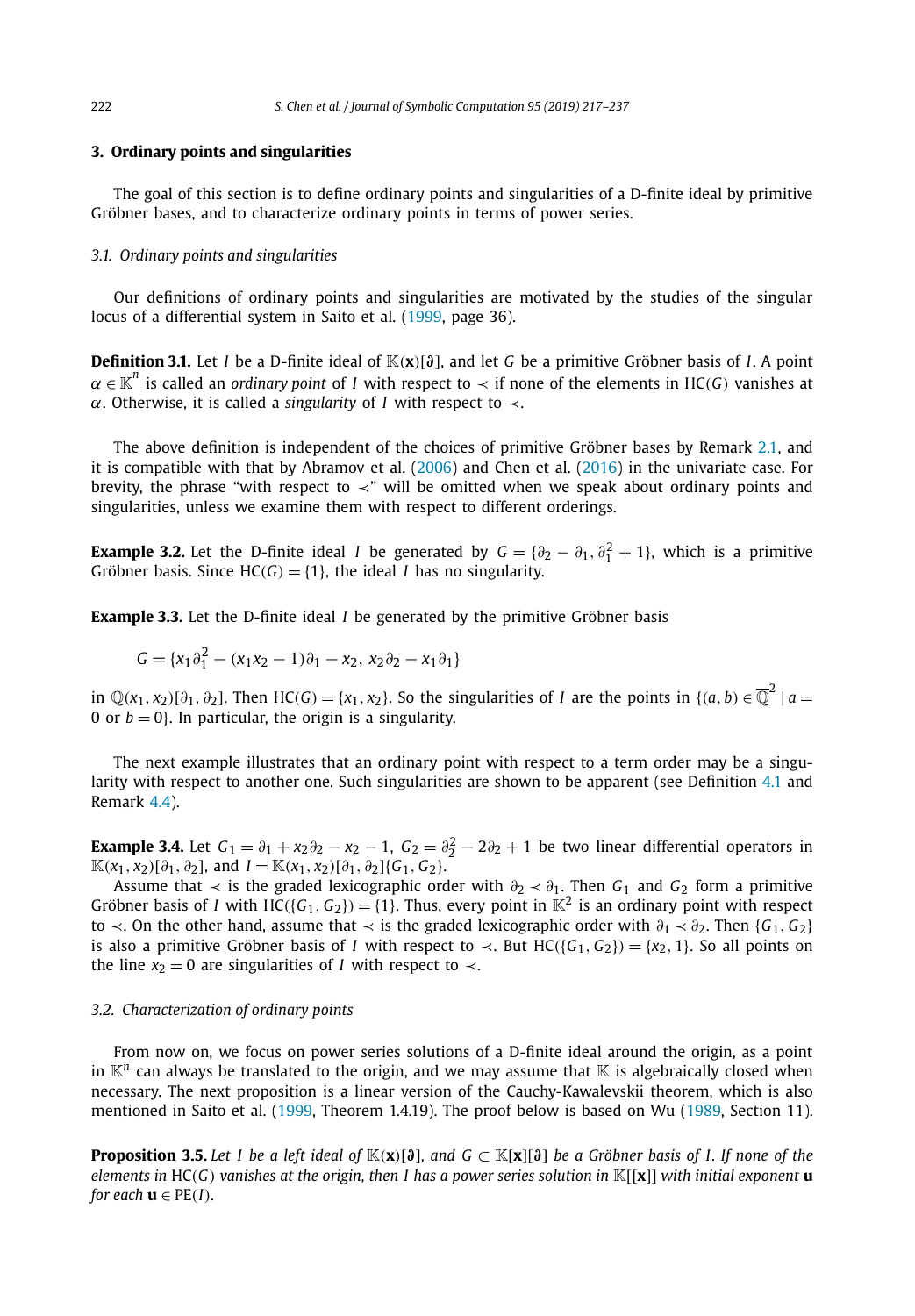## 3. Ordinary points and singularities

The goal of this section is to define ordinary points and singularities of a D-finite ideal by primitive Gröbner bases, and to characterize ordinary points in terms of power series.

### 3.1. Ordinary points and singularities

Our definitions of ordinary points and singularities are motivated by the studies of the singular locus of a differential system in Saito et al. (1999, page 36).

**Definition 3.1.** Let $I$ be a D-finite ideal of $\mathbb{K}(\mathbf{x})[\boldsymbol{\partial}]$, and let $G$ be a primitive Gröbner basis of $I$. A point $\alpha \in \overline{\mathbb{K}}^n$ is called an *ordinary point* of $I$ with respect to $\prec$ if none of the elements in $\mathrm{HC}(G)$ vanishes at $\alpha$. Otherwise, it is called a *singularity* of $I$ with respect to $\prec$.

The above definition is independent of the choices of primitive Gröbner bases by Remark 2.1, and it is compatible with that by Abramov et al. (2006) and Chen et al. (2016) in the univariate case. For brevity, the phrase "with respect to $\prec$" will be omitted when we speak about ordinary points and singularities, unless we examine them with respect to different orderings.

**Example 3.2.** Let the D-finite ideal $I$ be generated by $G = \{\partial_2 - \partial_1, \partial_1^2 + 1\}$, which is a primitive Gröbner basis. Since $\mathrm{HC}(G) = \{1\}$, the ideal $I$ has no singularity.

**Example 3.3.** Let the D-finite ideal $I$ be generated by the primitive Gröbner basis

$$G = \{x_1\partial_1^2 - (x_1x_2 - 1)\partial_1 - x_2,\ x_2\partial_2 - x_1\partial_1\}$$

in $\mathbb{Q}(x_1, x_2)[\partial_1, \partial_2]$. Then $\mathrm{HC}(G) = \{x_1, x_2\}$. So the singularities of $I$ are the points in $\{(a, b) \in \overline{\mathbb{Q}}^2 \mid a = 0 \text{ or } b = 0\}$. In particular, the origin is a singularity.

The next example illustrates that an ordinary point with respect to a term order may be a singularity with respect to another one. Such singularities are shown to be apparent (see Definition 4.1 and Remark 4.4).

**Example 3.4.** Let $G_1 = \partial_1 + x_2\partial_2 - x_2 - 1$, $G_2 = \partial_2^2 - 2\partial_2 + 1$ be two linear differential operators in $\mathbb{K}(x_1, x_2)[\partial_1, \partial_2]$, and $I = \mathbb{K}(x_1, x_2)[\partial_1, \partial_2]\{G_1, G_2\}$.

Assume that $\prec$ is the graded lexicographic order with $\partial_2 \prec \partial_1$. Then $G_1$ and $G_2$ form a primitive Gröbner basis of $I$ with $\mathrm{HC}(\{G_1, G_2\}) = \{1\}$. Thus, every point in $\mathbb{K}^2$ is an ordinary point with respect to $\prec$. On the other hand, assume that $\prec$ is the graded lexicographic order with $\partial_1 \prec \partial_2$. Then $\{G_1, G_2\}$ is also a primitive Gröbner basis of $I$ with respect to $\prec$. But $\mathrm{HC}(\{G_1, G_2\}) = \{x_2, 1\}$. So all points on the line $x_2 = 0$ are singularities of $I$ with respect to $\prec$.

### 3.2. Characterization of ordinary points

From now on, we focus on power series solutions of a D-finite ideal around the origin, as a point in $\mathbb{K}^n$ can always be translated to the origin, and we may assume that $\mathbb{K}$ is algebraically closed when necessary. The next proposition is a linear version of the Cauchy-Kawalevskii theorem, which is also mentioned in Saito et al. (1999, Theorem 1.4.19). The proof below is based on Wu (1989, Section 11).

**Proposition 3.5.** *Let $I$ be a left ideal of $\mathbb{K}(\mathbf{x})[\boldsymbol{\partial}]$, and $G \subset \mathbb{K}[\mathbf{x}][\boldsymbol{\partial}]$ be a Gröbner basis of $I$. If none of the elements in $\mathrm{HC}(G)$ vanishes at the origin, then $I$ has a power series solution in $\mathbb{K}[[\mathbf{x}]]$ with initial exponent $\mathbf{u}$ for each $\mathbf{u} \in \mathrm{PE}(I)$.*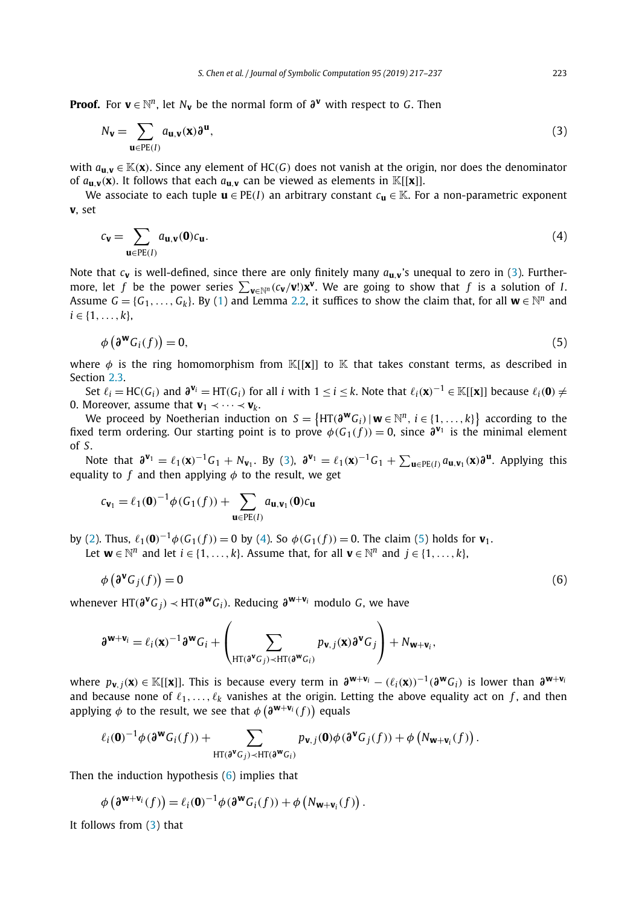**Proof.** For $\mathbf{v} \in \mathbb{N}^n$, let $N_{\mathbf{v}}$ be the normal form of $\boldsymbol{\partial}^{\mathbf{v}}$ with respect to $G$. Then

$$N_{\mathbf{v}} = \sum_{\mathbf{u} \in \mathrm{PE}(I)} a_{\mathbf{u},\mathbf{v}}(\mathbf{x}) \boldsymbol{\partial}^{\mathbf{u}}, \tag{3}$$

with $a_{\mathbf{u},\mathbf{v}} \in \mathbb{K}(\mathbf{x})$. Since any element of $\mathrm{HC}(G)$ does not vanish at the origin, nor does the denominator of $a_{\mathbf{u},\mathbf{v}}(\mathbf{x})$. It follows that each $a_{\mathbf{u},\mathbf{v}}$ can be viewed as elements in $\mathbb{K}[[\mathbf{x}]]$.

We associate to each tuple $\mathbf{u} \in \mathrm{PE}(I)$ an arbitrary constant $c_{\mathbf{u}} \in \mathbb{K}$. For a non-parametric exponent $\mathbf{v}$, set

$$c_{\mathbf{v}} = \sum_{\mathbf{u} \in \mathrm{PE}(I)} a_{\mathbf{u},\mathbf{v}}(\mathbf{0}) c_{\mathbf{u}}. \tag{4}$$

Note that $c_{\mathbf{v}}$ is well-defined, since there are only finitely many $a_{\mathbf{u},\mathbf{v}}$'s unequal to zero in (3). Furthermore, let $f$ be the power series $\sum_{\mathbf{v} \in \mathbb{N}^n} (c_{\mathbf{v}}/\mathbf{v}!)\mathbf{x}^{\mathbf{v}}$. We are going to show that $f$ is a solution of $I$. Assume $G = \{G_1, \ldots, G_k\}$. By (1) and Lemma 2.2, it suffices to show the claim that, for all $\mathbf{w} \in \mathbb{N}^n$ and $i \in \{1, \ldots, k\}$,

$$\phi\left(\boldsymbol{\partial}^{\mathbf{w}} G_i(f)\right) = 0, \tag{5}$$

where $\phi$ is the ring homomorphism from $\mathbb{K}[[\mathbf{x}]]$ to $\mathbb{K}$ that takes constant terms, as described in Section 2.3.

Set $\ell_i = \mathrm{HC}(G_i)$ and $\boldsymbol{\partial}^{\mathbf{v}_i} = \mathrm{HT}(G_i)$ for all $i$ with $1 \le i \le k$. Note that $\ell_i(\mathbf{x})^{-1} \in \mathbb{K}[[\mathbf{x}]]$ because $\ell_i(\mathbf{0}) \neq 0$. Moreover, assume that $\mathbf{v}_1 \prec \cdots \prec \mathbf{v}_k$.

We proceed by Noetherian induction on $S = \left\{\mathrm{HT}(\boldsymbol{\partial}^{\mathbf{w}} G_i) \mid \mathbf{w} \in \mathbb{N}^n,\ i \in \{1, \ldots, k\}\right\}$ according to the fixed term ordering. Our starting point is to prove $\phi(G_1(f)) = 0$, since $\boldsymbol{\partial}^{\mathbf{v}_1}$ is the minimal element of $S$.

Note that $\boldsymbol{\partial}^{\mathbf{v}_1} = \ell_1(\mathbf{x})^{-1} G_1 + N_{\mathbf{v}_1}$. By (3), $\boldsymbol{\partial}^{\mathbf{v}_1} = \ell_1(\mathbf{x})^{-1} G_1 + \sum_{\mathbf{u} \in \mathrm{PE}(I)} a_{\mathbf{u},\mathbf{v}_1}(\mathbf{x}) \boldsymbol{\partial}^{\mathbf{u}}$. Applying this equality to $f$ and then applying $\phi$ to the result, we get

$$c_{\mathbf{v}_1} = \ell_1(\mathbf{0})^{-1} \phi(G_1(f)) + \sum_{\mathbf{u} \in \mathrm{PE}(I)} a_{\mathbf{u},\mathbf{v}_1}(\mathbf{0}) c_{\mathbf{u}}$$

by (2). Thus, $\ell_1(\mathbf{0})^{-1} \phi(G_1(f)) = 0$ by (4). So $\phi(G_1(f)) = 0$. The claim (5) holds for $\mathbf{v}_1$.

Let $\mathbf{w} \in \mathbb{N}^n$ and let $i \in \{1, \ldots, k\}$. Assume that, for all $\mathbf{v} \in \mathbb{N}^n$ and $j \in \{1, \ldots, k\}$,

$$\phi\left(\boldsymbol{\partial}^{\mathbf{v}} G_j(f)\right) = 0 \tag{6}$$

whenever $\mathrm{HT}(\boldsymbol{\partial}^{\mathbf{v}} G_j) \prec \mathrm{HT}(\boldsymbol{\partial}^{\mathbf{w}} G_i)$. Reducing $\boldsymbol{\partial}^{\mathbf{w}+\mathbf{v}_i}$ modulo $G$, we have

$$\boldsymbol{\partial}^{\mathbf{w}+\mathbf{v}_i} = \ell_i(\mathbf{x})^{-1} \boldsymbol{\partial}^{\mathbf{w}} G_i + \left( \sum_{\mathrm{HT}(\boldsymbol{\partial}^{\mathbf{v}} G_j) \prec \mathrm{HT}(\boldsymbol{\partial}^{\mathbf{w}} G_i)} p_{\mathbf{v},j}(\mathbf{x}) \boldsymbol{\partial}^{\mathbf{v}} G_j \right) + N_{\mathbf{w}+\mathbf{v}_i},$$

where $p_{\mathbf{v},j}(\mathbf{x}) \in \mathbb{K}[[\mathbf{x}]]$. This is because every term in $\boldsymbol{\partial}^{\mathbf{w}+\mathbf{v}_i} - (\ell_i(\mathbf{x}))^{-1}(\boldsymbol{\partial}^{\mathbf{w}} G_i)$ is lower than $\boldsymbol{\partial}^{\mathbf{w}+\mathbf{v}_i}$ and because none of $\ell_1, \ldots, \ell_k$ vanishes at the origin. Letting the above equality act on $f$, and then applying $\phi$ to the result, we see that $\phi\left(\boldsymbol{\partial}^{\mathbf{w}+\mathbf{v}_i}(f)\right)$ equals

$$\ell_i(\mathbf{0})^{-1} \phi(\boldsymbol{\partial}^{\mathbf{w}} G_i(f)) + \sum_{\mathrm{HT}(\boldsymbol{\partial}^{\mathbf{v}} G_j) \prec \mathrm{HT}(\boldsymbol{\partial}^{\mathbf{w}} G_i)} p_{\mathbf{v},j}(\mathbf{0}) \phi(\boldsymbol{\partial}^{\mathbf{v}} G_j(f)) + \phi\left(N_{\mathbf{w}+\mathbf{v}_i}(f)\right).$$

Then the induction hypothesis (6) implies that

$$\phi\left(\boldsymbol{\partial}^{\mathbf{w}+\mathbf{v}_i}(f)\right) = \ell_i(\mathbf{0})^{-1} \phi(\boldsymbol{\partial}^{\mathbf{w}} G_i(f)) + \phi\left(N_{\mathbf{w}+\mathbf{v}_i}(f)\right).$$

It follows from (3) that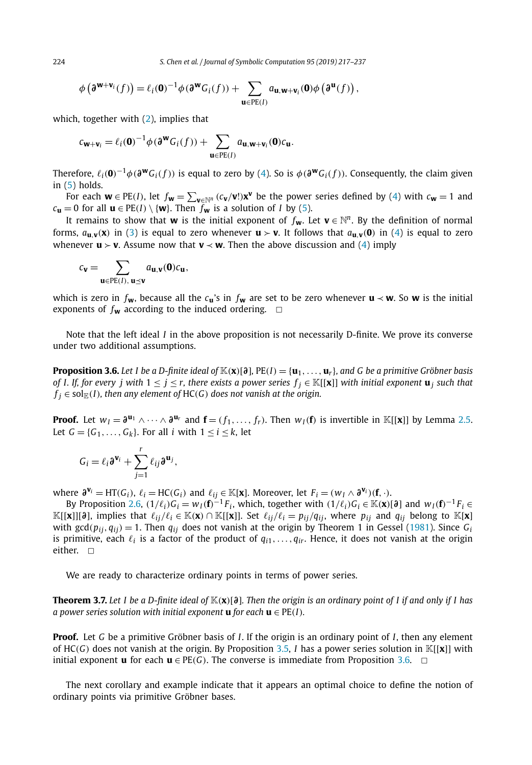$$\phi\left(\partial^{\mathbf{w}+\mathbf{v}_i}(f)\right) = \ell_i(\mathbf{0})^{-1}\phi(\partial^{\mathbf{w}} G_i(f)) + \sum_{\mathbf{u}\in \mathrm{PE}(I)} a_{\mathbf{u},\mathbf{w}+\mathbf{v}_i}(\mathbf{0})\phi\left(\partial^{\mathbf{u}}(f)\right),$$

which, together with (2), implies that

$$c_{\mathbf{w}+\mathbf{v}_i} = \ell_i(\mathbf{0})^{-1}\phi(\partial^{\mathbf{w}} G_i(f)) + \sum_{\mathbf{u}\in \mathrm{PE}(I)} a_{\mathbf{u},\mathbf{w}+\mathbf{v}_i}(\mathbf{0})c_{\mathbf{u}}.$$

Therefore, $\ell_i(\mathbf{0})^{-1}\phi(\partial^{\mathbf{w}} G_i(f))$ is equal to zero by (4). So is $\phi(\partial^{\mathbf{w}} G_i(f))$. Consequently, the claim given in (5) holds.

For each $\mathbf{w} \in \mathrm{PE}(I)$, let $f_{\mathbf{w}} = \sum_{\mathbf{v}\in\mathbb{N}^n} (c_{\mathbf{v}}/\mathbf{v}!)\mathbf{x}^{\mathbf{v}}$ be the power series defined by (4) with $c_{\mathbf{w}} = 1$ and $c_{\mathbf{u}} = 0$ for all $\mathbf{u} \in \mathrm{PE}(I) \setminus \{\mathbf{w}\}$. Then $f_{\mathbf{w}}$ is a solution of $I$ by (5).

It remains to show that $\mathbf{w}$ is the initial exponent of $f_{\mathbf{w}}$. Let $\mathbf{v} \in \mathbb{N}^n$. By the definition of normal forms, $a_{\mathbf{u},\mathbf{v}}(\mathbf{x})$ in (3) is equal to zero whenever $\mathbf{u} \succ \mathbf{v}$. It follows that $a_{\mathbf{u},\mathbf{v}}(\mathbf{0})$ in (4) is equal to zero whenever $\mathbf{u} \succ \mathbf{v}$. Assume now that $\mathbf{v} \prec \mathbf{w}$. Then the above discussion and (4) imply

$$c_{\mathbf{v}} = \sum_{\mathbf{u}\in \mathrm{PE}(I),\, \mathbf{u}\preceq\mathbf{v}} a_{\mathbf{u},\mathbf{v}}(\mathbf{0})c_{\mathbf{u}},$$

which is zero in $f_{\mathbf{w}}$, because all the $c_{\mathbf{u}}$'s in $f_{\mathbf{w}}$ are set to be zero whenever $\mathbf{u} \prec \mathbf{w}$. So $\mathbf{w}$ is the initial exponents of $f_{\mathbf{w}}$ according to the induced ordering. □

Note that the left ideal $I$ in the above proposition is not necessarily D-finite. We prove its converse under two additional assumptions.

**Proposition 3.6.** *Let $I$ be a D-finite ideal of $\mathbb{K}(\mathbf{x})[\boldsymbol{\partial}]$, $\mathrm{PE}(I) = \{\mathbf{u}_1, \ldots, \mathbf{u}_r\}$, and $G$ be a primitive Gröbner basis of $I$. If, for every $j$ with $1 \le j \le r$, there exists a power series $f_j \in \mathbb{K}[[\mathbf{x}]]$ with initial exponent $\mathbf{u}_j$ such that $f_j \in \mathrm{sol}_{\mathbb{E}}(I)$, then any element of $\mathrm{HC}(G)$ does not vanish at the origin.*

**Proof.** Let $w_I = \partial^{\mathbf{u}_1} \wedge \cdots \wedge \partial^{\mathbf{u}_r}$ and $\mathbf{f} = (f_1, \ldots, f_r)$. Then $w_I(\mathbf{f})$ is invertible in $\mathbb{K}[[\mathbf{x}]]$ by Lemma 2.5. Let $G = \{G_1, \ldots, G_k\}$. For all $i$ with $1 \le i \le k$, let

$$G_i = \ell_i \partial^{\mathbf{v}_i} + \sum_{j=1}^{r} \ell_{ij}\partial^{\mathbf{u}_j},$$

where $\partial^{\mathbf{v}_i} = \mathrm{HT}(G_i)$, $\ell_i = \mathrm{HC}(G_i)$ and $\ell_{ij} \in \mathbb{K}[\mathbf{x}]$. Moreover, let $F_i = (w_I \wedge \partial^{\mathbf{v}_i})(\mathbf{f}, \cdot)$.

By Proposition 2.6, $(1/\ell_i)G_i = w_I(\mathbf{f})^{-1}F_i$, which, together with $(1/\ell_i)G_i \in \mathbb{K}(\mathbf{x})[\boldsymbol{\partial}]$ and $w_I(\mathbf{f})^{-1}F_i \in \mathbb{K}[[\mathbf{x}]][\boldsymbol{\partial}]$, implies that $\ell_{ij}/\ell_i \in \mathbb{K}(\mathbf{x}) \cap \mathbb{K}[[\mathbf{x}]]$. Set $\ell_{ij}/\ell_i = p_{ij}/q_{ij}$, where $p_{ij}$ and $q_{ij}$ belong to $\mathbb{K}[\mathbf{x}]$ with $\gcd(p_{ij}, q_{ij}) = 1$. Then $q_{ij}$ does not vanish at the origin by Theorem 1 in Gessel (1981). Since $G_i$ is primitive, each $\ell_i$ is a factor of the product of $q_{i1}, \ldots, q_{ir}$. Hence, it does not vanish at the origin either. □

We are ready to characterize ordinary points in terms of power series.

**Theorem 3.7.** *Let $I$ be a D-finite ideal of $\mathbb{K}(\mathbf{x})[\boldsymbol{\partial}]$. Then the origin is an ordinary point of $I$ if and only if $I$ has a power series solution with initial exponent $\mathbf{u}$ for each $\mathbf{u} \in \mathrm{PE}(I)$.*

**Proof.** Let $G$ be a primitive Gröbner basis of $I$. If the origin is an ordinary point of $I$, then any element of $\mathrm{HC}(G)$ does not vanish at the origin. By Proposition 3.5, $I$ has a power series solution in $\mathbb{K}[[\mathbf{x}]]$ with initial exponent $\mathbf{u}$ for each $\mathbf{u} \in \mathrm{PE}(G)$. The converse is immediate from Proposition 3.6. □

The next corollary and example indicate that it appears an optimal choice to define the notion of ordinary points via primitive Gröbner bases.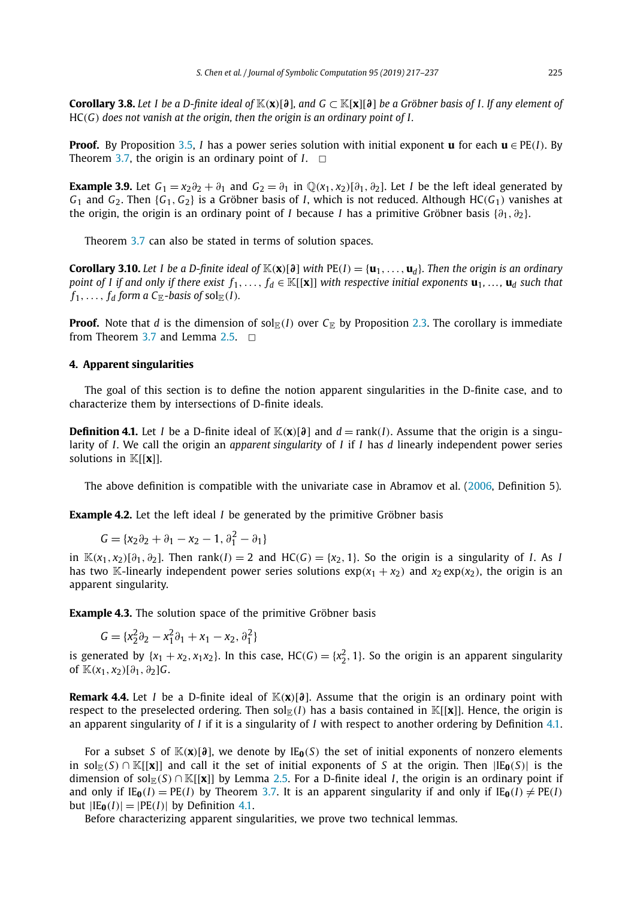**Corollary 3.8.** *Let $I$ be a D-finite ideal of $\mathbb{K}(\mathbf{x})[\boldsymbol{\partial}]$, and $G \subset \mathbb{K}[\mathbf{x}][\boldsymbol{\partial}]$ be a Gröbner basis of $I$. If any element of* $\text{HC}(G)$ *does not vanish at the origin, then the origin is an ordinary point of $I$.*

**Proof.** By Proposition 3.5, $I$ has a power series solution with initial exponent $\mathbf{u}$ for each $\mathbf{u} \in \text{PE}(I)$. By Theorem 3.7, the origin is an ordinary point of $I$. □

**Example 3.9.** Let $G_1 = x_2\partial_2 + \partial_1$ and $G_2 = \partial_1$ in $\mathbb{Q}(x_1, x_2)[\partial_1, \partial_2]$. Let $I$ be the left ideal generated by $G_1$ and $G_2$. Then $\{G_1, G_2\}$ is a Gröbner basis of $I$, which is not reduced. Although $\text{HC}(G_1)$ vanishes at the origin, the origin is an ordinary point of $I$ because $I$ has a primitive Gröbner basis $\{\partial_1, \partial_2\}$.

Theorem 3.7 can also be stated in terms of solution spaces.

**Corollary 3.10.** *Let $I$ be a D-finite ideal of $\mathbb{K}(\mathbf{x})[\boldsymbol{\partial}]$ with $\text{PE}(I) = \{\mathbf{u}_1, \ldots, \mathbf{u}_d\}$. Then the origin is an ordinary point of $I$ if and only if there exist $f_1, \ldots, f_d \in \mathbb{K}[[\mathbf{x}]]$ with respective initial exponents $\mathbf{u}_1, \ldots, \mathbf{u}_d$ such that $f_1, \ldots, f_d$ form a $C_{\mathbb{E}}$-basis of $\text{sol}_{\mathbb{E}}(I)$.*

**Proof.** Note that $d$ is the dimension of $\text{sol}_{\mathbb{E}}(I)$ over $C_{\mathbb{E}}$ by Proposition 2.3. The corollary is immediate from Theorem 3.7 and Lemma 2.5. □

## 4. Apparent singularities

The goal of this section is to define the notion apparent singularities in the D-finite case, and to characterize them by intersections of D-finite ideals.

**Definition 4.1.** Let $I$ be a D-finite ideal of $\mathbb{K}(\mathbf{x})[\boldsymbol{\partial}]$ and $d = \text{rank}(I)$. Assume that the origin is a singularity of $I$. We call the origin an *apparent singularity* of $I$ if $I$ has $d$ linearly independent power series solutions in $\mathbb{K}[[\mathbf{x}]]$.

The above definition is compatible with the univariate case in Abramov et al. (2006, Definition 5).

**Example 4.2.** Let the left ideal $I$ be generated by the primitive Gröbner basis

$$G = \{x_2\partial_2 + \partial_1 - x_2 - 1, \partial_1^2 - \partial_1\}$$

in $\mathbb{K}(x_1, x_2)[\partial_1, \partial_2]$. Then $\text{rank}(I) = 2$ and $\text{HC}(G) = \{x_2, 1\}$. So the origin is a singularity of $I$. As $I$ has two $\mathbb{K}$-linearly independent power series solutions $\exp(x_1 + x_2)$ and $x_2 \exp(x_2)$, the origin is an apparent singularity.

**Example 4.3.** The solution space of the primitive Gröbner basis

$$G = \{x_2^2\partial_2 - x_1^2\partial_1 + x_1 - x_2, \partial_1^2\}$$

is generated by $\{x_1 + x_2, x_1x_2\}$. In this case, $\text{HC}(G) = \{x_2^2, 1\}$. So the origin is an apparent singularity of $\mathbb{K}(x_1, x_2)[\partial_1, \partial_2]G$.

**Remark 4.4.** Let $I$ be a D-finite ideal of $\mathbb{K}(\mathbf{x})[\boldsymbol{\partial}]$. Assume that the origin is an ordinary point with respect to the preselected ordering. Then $\text{sol}_{\mathbb{E}}(I)$ has a basis contained in $\mathbb{K}[[\mathbf{x}]]$. Hence, the origin is an apparent singularity of $I$ if it is a singularity of $I$ with respect to another ordering by Definition 4.1.

For a subset $S$ of $\mathbb{K}(\mathbf{x})[\boldsymbol{\partial}]$, we denote by $\text{IE}_{\mathbf{0}}(S)$ the set of initial exponents of nonzero elements in $\text{sol}_{\mathbb{E}}(S) \cap \mathbb{K}[[\mathbf{x}]]$ and call it the set of initial exponents of $S$ at the origin. Then $|\text{IE}_{\mathbf{0}}(S)|$ is the dimension of $\text{sol}_{\mathbb{E}}(S) \cap \mathbb{K}[[\mathbf{x}]]$ by Lemma 2.5. For a D-finite ideal $I$, the origin is an ordinary point if and only if $\text{IE}_{\mathbf{0}}(I) = \text{PE}(I)$ by Theorem 3.7. It is an apparent singularity if and only if $\text{IE}_{\mathbf{0}}(I) \neq \text{PE}(I)$ but $|\text{IE}_{\mathbf{0}}(I)| = |\text{PE}(I)|$ by Definition 4.1.

Before characterizing apparent singularities, we prove two technical lemmas.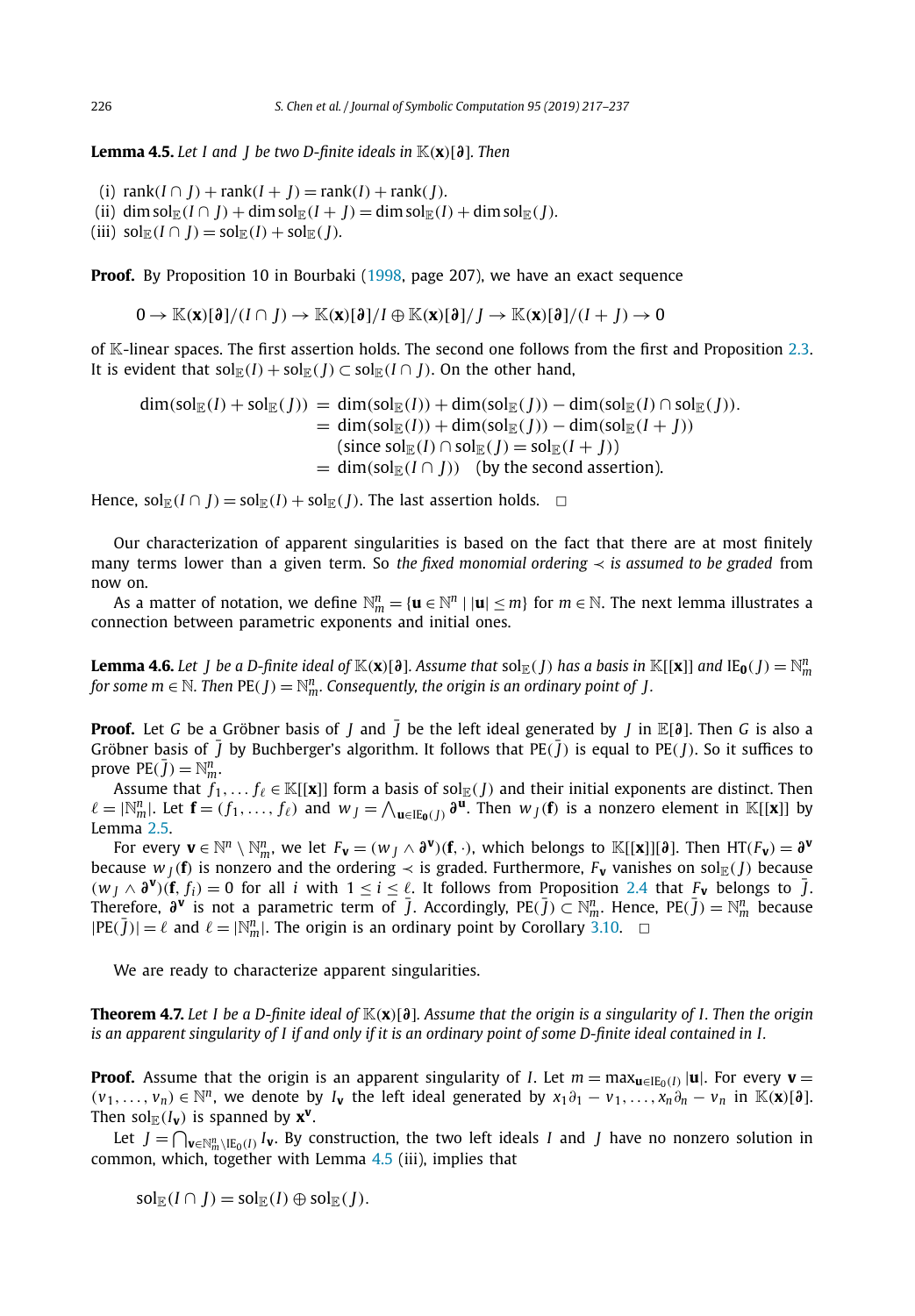**Lemma 4.5.** *Let $I$ and $J$ be two D-finite ideals in $\mathbb{K}(\mathbf{x})[\boldsymbol{\partial}]$. Then*

(i) $\operatorname{rank}(I \cap J) + \operatorname{rank}(I + J) = \operatorname{rank}(I) + \operatorname{rank}(J)$.
(ii) $\dim \operatorname{sol}_{\mathbb{E}}(I \cap J) + \dim \operatorname{sol}_{\mathbb{E}}(I + J) = \dim \operatorname{sol}_{\mathbb{E}}(I) + \dim \operatorname{sol}_{\mathbb{E}}(J)$.
(iii) $\operatorname{sol}_{\mathbb{E}}(I \cap J) = \operatorname{sol}_{\mathbb{E}}(I) + \operatorname{sol}_{\mathbb{E}}(J)$.

**Proof.** By Proposition 10 in Bourbaki (1998, page 207), we have an exact sequence

$$0 \to \mathbb{K}(\mathbf{x})[\boldsymbol{\partial}]/(I \cap J) \to \mathbb{K}(\mathbf{x})[\boldsymbol{\partial}]/I \oplus \mathbb{K}(\mathbf{x})[\boldsymbol{\partial}]/J \to \mathbb{K}(\mathbf{x})[\boldsymbol{\partial}]/(I + J) \to 0$$

of $\mathbb{K}$-linear spaces. The first assertion holds. The second one follows from the first and Proposition 2.3. It is evident that $\operatorname{sol}_{\mathbb{E}}(I) + \operatorname{sol}_{\mathbb{E}}(J) \subset \operatorname{sol}_{\mathbb{E}}(I \cap J)$. On the other hand,

$$\begin{aligned}
\dim(\operatorname{sol}_{\mathbb{E}}(I) + \operatorname{sol}_{\mathbb{E}}(J)) &= \dim(\operatorname{sol}_{\mathbb{E}}(I)) + \dim(\operatorname{sol}_{\mathbb{E}}(J)) - \dim(\operatorname{sol}_{\mathbb{E}}(I) \cap \operatorname{sol}_{\mathbb{E}}(J)). \\
&= \dim(\operatorname{sol}_{\mathbb{E}}(I)) + \dim(\operatorname{sol}_{\mathbb{E}}(J)) - \dim(\operatorname{sol}_{\mathbb{E}}(I + J)) \\
&\quad (\text{since } \operatorname{sol}_{\mathbb{E}}(I) \cap \operatorname{sol}_{\mathbb{E}}(J) = \operatorname{sol}_{\mathbb{E}}(I + J)) \\
&= \dim(\operatorname{sol}_{\mathbb{E}}(I \cap J)) \quad (\text{by the second assertion}).
\end{aligned}$$

Hence, $\operatorname{sol}_{\mathbb{E}}(I \cap J) = \operatorname{sol}_{\mathbb{E}}(I) + \operatorname{sol}_{\mathbb{E}}(J)$. The last assertion holds. $\square$

Our characterization of apparent singularities is based on the fact that there are at most finitely many terms lower than a given term. So *the fixed monomial ordering $\prec$ is assumed to be graded* from now on.

As a matter of notation, we define $\mathbb{N}^n_m = \{\mathbf{u} \in \mathbb{N}^n \mid |\mathbf{u}| \leq m\}$ for $m \in \mathbb{N}$. The next lemma illustrates a connection between parametric exponents and initial ones.

**Lemma 4.6.** *Let $J$ be a D-finite ideal of $\mathbb{K}(\mathbf{x})[\boldsymbol{\partial}]$. Assume that $\operatorname{sol}_{\mathbb{E}}(J)$ has a basis in $\mathbb{K}[[\mathbf{x}]]$ and $\operatorname{IE}_{\mathbf{0}}(J) = \mathbb{N}^n_m$ for some $m \in \mathbb{N}$. Then $\operatorname{PE}(J) = \mathbb{N}^n_m$. Consequently, the origin is an ordinary point of $J$.*

**Proof.** Let $G$ be a Gröbner basis of $J$ and $\bar{J}$ be the left ideal generated by $J$ in $\mathbb{E}[\boldsymbol{\partial}]$. Then $G$ is also a Gröbner basis of $\bar{J}$ by Buchberger's algorithm. It follows that $\operatorname{PE}(\bar{J})$ is equal to $\operatorname{PE}(J)$. So it suffices to prove $\operatorname{PE}(\bar{J}) = \mathbb{N}^n_m$.

Assume that $f_1, \ldots f_\ell \in \mathbb{K}[[\mathbf{x}]]$ form a basis of $\operatorname{sol}_{\mathbb{E}}(J)$ and their initial exponents are distinct. Then $\ell = |\mathbb{N}^n_m|$. Let $\mathbf{f} = (f_1, \ldots, f_\ell)$ and $w_J = \bigwedge_{\mathbf{u} \in \operatorname{IE}_{\mathbf{0}}(J)} \boldsymbol{\partial}^{\mathbf{u}}$. Then $w_J(\mathbf{f})$ is a nonzero element in $\mathbb{K}[[\mathbf{x}]]$ by Lemma 2.5.

For every $\mathbf{v} \in \mathbb{N}^n \setminus \mathbb{N}^n_m$, we let $F_{\mathbf{v}} = (w_J \wedge \boldsymbol{\partial}^{\mathbf{v}})(\mathbf{f}, \cdot)$, which belongs to $\mathbb{K}[[\mathbf{x}]][\boldsymbol{\partial}]$. Then $\operatorname{HT}(F_{\mathbf{v}}) = \boldsymbol{\partial}^{\mathbf{v}}$ because $w_J(\mathbf{f})$ is nonzero and the ordering $\prec$ is graded. Furthermore, $F_{\mathbf{v}}$ vanishes on $\operatorname{sol}_{\mathbb{E}}(J)$ because $(w_J \wedge \boldsymbol{\partial}^{\mathbf{v}})(\mathbf{f}, f_i) = 0$ for all $i$ with $1 \leq i \leq \ell$. It follows from Proposition 2.4 that $F_{\mathbf{v}}$ belongs to $\bar{J}$. Therefore, $\boldsymbol{\partial}^{\mathbf{v}}$ is not a parametric term of $\bar{J}$. Accordingly, $\operatorname{PE}(\bar{J}) \subset \mathbb{N}^n_m$. Hence, $\operatorname{PE}(\bar{J}) = \mathbb{N}^n_m$ because $|\operatorname{PE}(\bar{J})| = \ell$ and $\ell = |\mathbb{N}^n_m|$. The origin is an ordinary point by Corollary 3.10. $\square$

We are ready to characterize apparent singularities.

**Theorem 4.7.** *Let $I$ be a D-finite ideal of $\mathbb{K}(\mathbf{x})[\boldsymbol{\partial}]$. Assume that the origin is a singularity of $I$. Then the origin is an apparent singularity of $I$ if and only if it is an ordinary point of some D-finite ideal contained in $I$.*

**Proof.** Assume that the origin is an apparent singularity of $I$. Let $m = \max_{\mathbf{u} \in \operatorname{IE}_0(I)} |\mathbf{u}|$. For every $\mathbf{v} = (v_1, \ldots, v_n) \in \mathbb{N}^n$, we denote by $I_{\mathbf{v}}$ the left ideal generated by $x_1\partial_1 - v_1, \ldots, x_n\partial_n - v_n$ in $\mathbb{K}(\mathbf{x})[\boldsymbol{\partial}]$. Then $\operatorname{sol}_{\mathbb{E}}(I_{\mathbf{v}})$ is spanned by $\mathbf{x}^{\mathbf{v}}$.

Let $J = \bigcap_{\mathbf{v} \in \mathbb{N}^n_m \setminus \operatorname{IE}_0(I)} I_{\mathbf{v}}$. By construction, the two left ideals $I$ and $J$ have no nonzero solution in common, which, together with Lemma 4.5 (iii), implies that

$$\operatorname{sol}_{\mathbb{E}}(I \cap J) = \operatorname{sol}_{\mathbb{E}}(I) \oplus \operatorname{sol}_{\mathbb{E}}(J).$$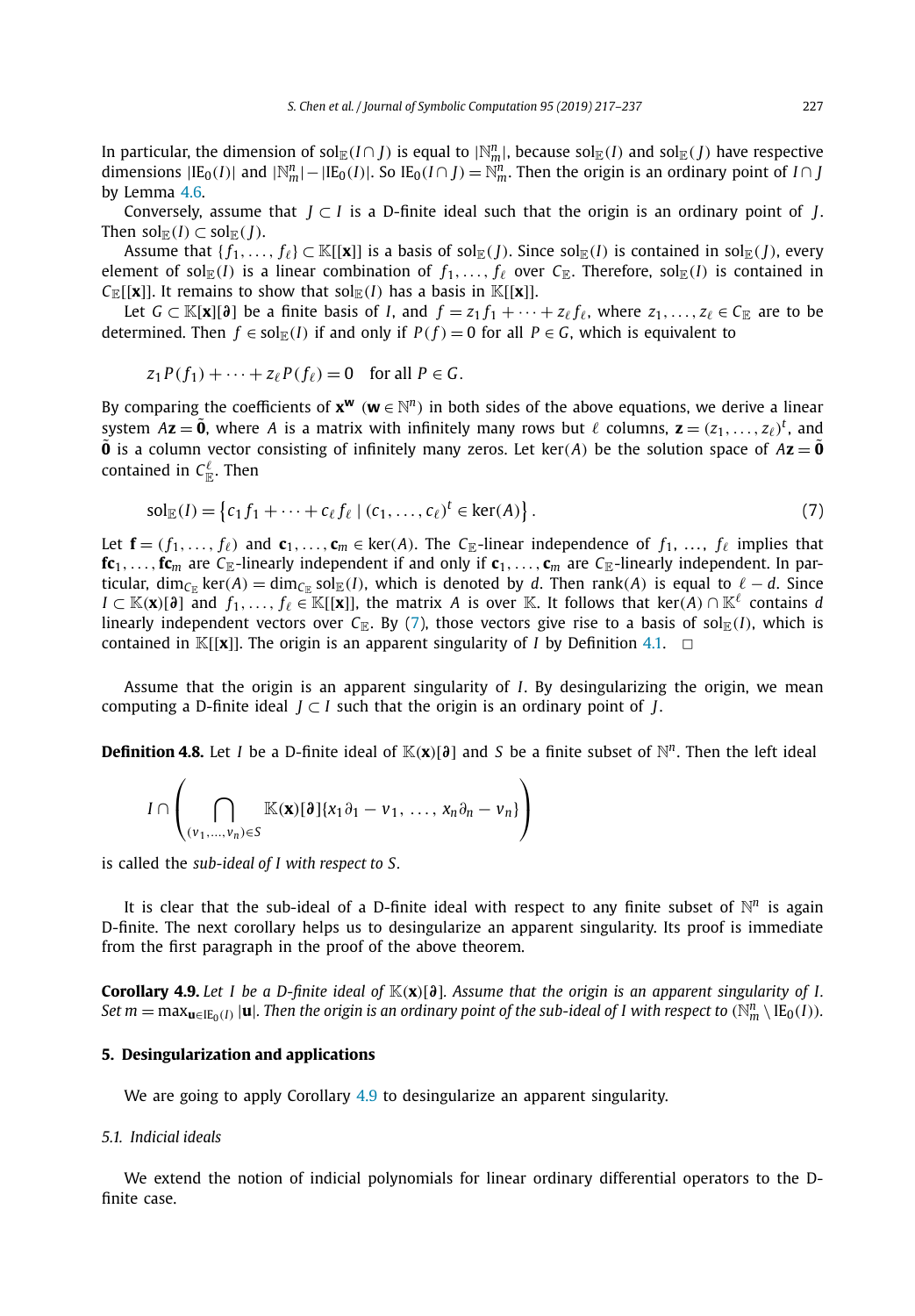In particular, the dimension of $\text{sol}_{\mathbb{E}}(I \cap J)$ is equal to $|\mathbb{N}^n_m|$, because $\text{sol}_{\mathbb{E}}(I)$ and $\text{sol}_{\mathbb{E}}(J)$ have respective dimensions $|\text{IE}_0(I)|$ and $|\mathbb{N}^n_m| - |\text{IE}_0(I)|$. So $\text{IE}_0(I \cap J) = \mathbb{N}^n_m$. Then the origin is an ordinary point of $I \cap J$ by Lemma 4.6.

Conversely, assume that $J \subset I$ is a D-finite ideal such that the origin is an ordinary point of $J$. Then $\text{sol}_{\mathbb{E}}(I) \subset \text{sol}_{\mathbb{E}}(J)$.

Assume that $\{f_1, \ldots, f_\ell\} \subset \mathbb{K}[[\mathbf{x}]]$ is a basis of $\text{sol}_{\mathbb{E}}(J)$. Since $\text{sol}_{\mathbb{E}}(I)$ is contained in $\text{sol}_{\mathbb{E}}(J)$, every element of $\text{sol}_{\mathbb{E}}(I)$ is a linear combination of $f_1, \ldots, f_\ell$ over $C_{\mathbb{E}}$. Therefore, $\text{sol}_{\mathbb{E}}(I)$ is contained in $C_{\mathbb{E}}[[\mathbf{x}]]$. It remains to show that $\text{sol}_{\mathbb{E}}(I)$ has a basis in $\mathbb{K}[[\mathbf{x}]]$.

Let $G \subset \mathbb{K}[\mathbf{x}][\boldsymbol{\partial}]$ be a finite basis of $I$, and $f = z_1 f_1 + \cdots + z_\ell f_\ell$, where $z_1, \ldots, z_\ell \in C_{\mathbb{E}}$ are to be determined. Then $f \in \text{sol}_{\mathbb{E}}(I)$ if and only if $P(f) = 0$ for all $P \in G$, which is equivalent to

$$z_1 P(f_1) + \cdots + z_\ell P(f_\ell) = 0 \quad \text{for all } P \in G.$$

By comparing the coefficients of $\mathbf{x}^{\mathbf{w}}$ ($\mathbf{w} \in \mathbb{N}^n$) in both sides of the above equations, we derive a linear system $A\mathbf{z} = \tilde{\mathbf{0}}$, where $A$ is a matrix with infinitely many rows but $\ell$ columns, $\mathbf{z} = (z_1, \ldots, z_\ell)^t$, and $\tilde{\mathbf{0}}$ is a column vector consisting of infinitely many zeros. Let $\ker(A)$ be the solution space of $A\mathbf{z} = \tilde{\mathbf{0}}$ contained in $C^\ell_{\mathbb{E}}$. Then

$$\text{sol}_{\mathbb{E}}(I) = \left\{ c_1 f_1 + \cdots + c_\ell f_\ell \mid (c_1, \ldots, c_\ell)^t \in \ker(A) \right\}. \tag{7}$$

Let $\mathbf{f} = (f_1, \ldots, f_\ell)$ and $\mathbf{c}_1, \ldots, \mathbf{c}_m \in \ker(A)$. The $C_{\mathbb{E}}$-linear independence of $f_1, \ldots, f_\ell$ implies that $\mathbf{f}\mathbf{c}_1, \ldots, \mathbf{f}\mathbf{c}_m$ are $C_{\mathbb{E}}$-linearly independent if and only if $\mathbf{c}_1, \ldots, \mathbf{c}_m$ are $C_{\mathbb{E}}$-linearly independent. In particular, $\dim_{C_{\mathbb{E}}} \ker(A) = \dim_{C_{\mathbb{E}}} \text{sol}_{\mathbb{E}}(I)$, which is denoted by $d$. Then $\text{rank}(A)$ is equal to $\ell - d$. Since $I \subset \mathbb{K}(\mathbf{x})[\boldsymbol{\partial}]$ and $f_1, \ldots, f_\ell \in \mathbb{K}[[\mathbf{x}]]$, the matrix $A$ is over $\mathbb{K}$. It follows that $\ker(A) \cap \mathbb{K}^\ell$ contains $d$ linearly independent vectors over $C_{\mathbb{E}}$. By (7), those vectors give rise to a basis of $\text{sol}_{\mathbb{E}}(I)$, which is contained in $\mathbb{K}[[\mathbf{x}]]$. The origin is an apparent singularity of $I$ by Definition 4.1. $\square$

Assume that the origin is an apparent singularity of $I$. By desingularizing the origin, we mean computing a D-finite ideal $J \subset I$ such that the origin is an ordinary point of $J$.

**Definition 4.8.** Let $I$ be a D-finite ideal of $\mathbb{K}(\mathbf{x})[\boldsymbol{\partial}]$ and $S$ be a finite subset of $\mathbb{N}^n$. Then the left ideal

$$I \cap \left( \bigcap_{(v_1, \ldots, v_n) \in S} \mathbb{K}(\mathbf{x})[\boldsymbol{\partial}]\{x_1 \partial_1 - v_1, \ldots, x_n \partial_n - v_n\} \right)$$

is called the *sub-ideal of I with respect to S*.

It is clear that the sub-ideal of a D-finite ideal with respect to any finite subset of $\mathbb{N}^n$ is again D-finite. The next corollary helps us to desingularize an apparent singularity. Its proof is immediate from the first paragraph in the proof of the above theorem.

**Corollary 4.9.** *Let I be a D-finite ideal of $\mathbb{K}(\mathbf{x})[\boldsymbol{\partial}]$. Assume that the origin is an apparent singularity of I. Set $m = \max_{\mathbf{u} \in \text{IE}_0(I)} |\mathbf{u}|$. Then the origin is an ordinary point of the sub-ideal of I with respect to $(\mathbb{N}^n_m \setminus \text{IE}_0(I))$.*

## 5. Desingularization and applications

We are going to apply Corollary 4.9 to desingularize an apparent singularity.

### 5.1. Indicial ideals

We extend the notion of indicial polynomials for linear ordinary differential operators to the D-finite case.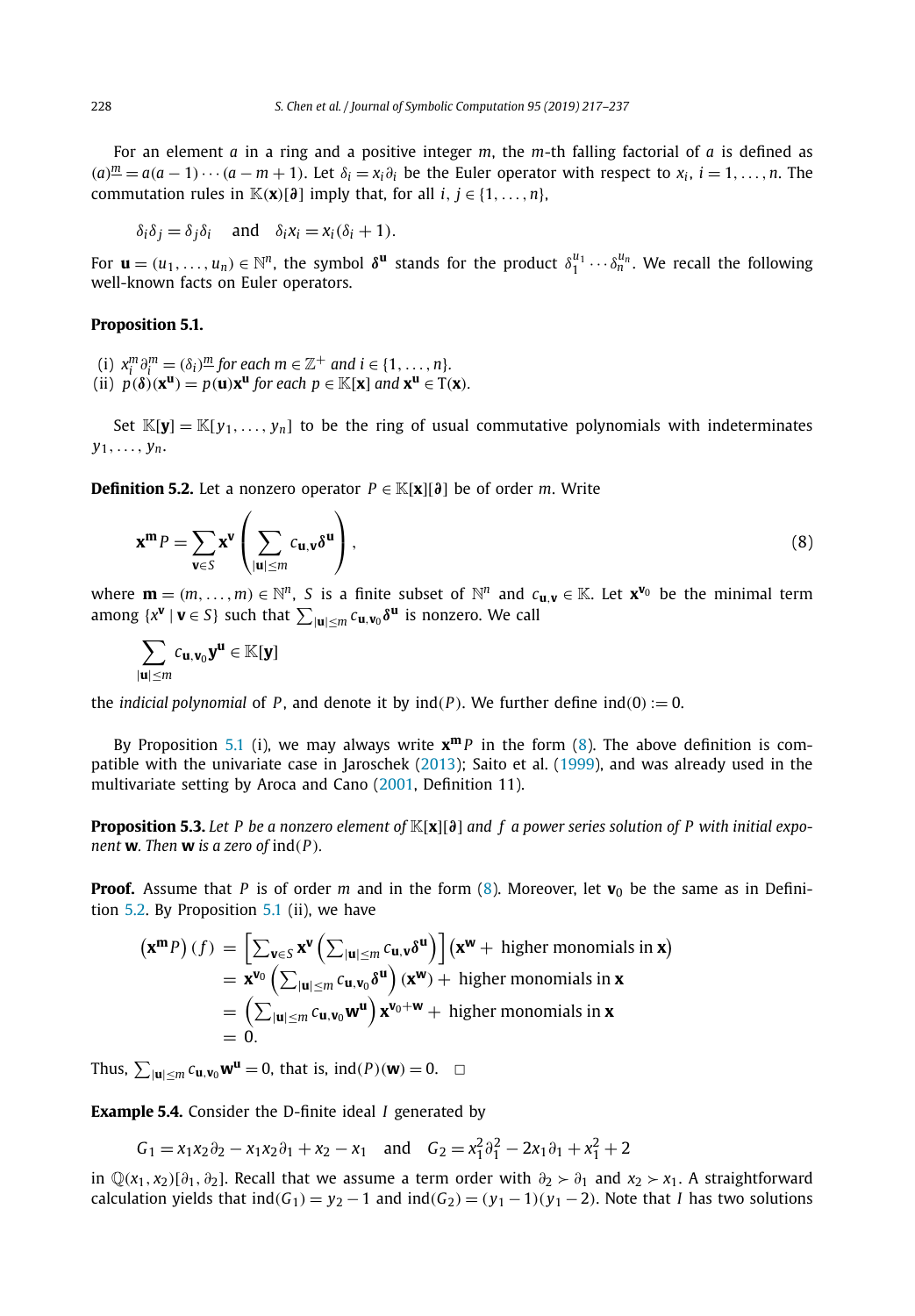For an element $a$ in a ring and a positive integer $m$, the $m$-th falling factorial of $a$ is defined as $(a)^{\underline{m}} = a(a-1)\cdots(a-m+1)$. Let $\delta_i = x_i\partial_i$ be the Euler operator with respect to $x_i$, $i = 1,\dots,n$. The commutation rules in $\mathbb{K}(\mathbf{x})[\boldsymbol{\partial}]$ imply that, for all $i, j \in \{1,\dots,n\}$,

$$\delta_i\delta_j = \delta_j\delta_i \quad \text{and} \quad \delta_i x_i = x_i(\delta_i + 1).$$

For $\mathbf{u} = (u_1,\dots,u_n) \in \mathbb{N}^n$, the symbol $\boldsymbol{\delta}^{\mathbf{u}}$ stands for the product $\delta_1^{u_1}\cdots\delta_n^{u_n}$. We recall the following well-known facts on Euler operators.

**Proposition 5.1.**

(i) $x_i^m\partial_i^m = (\delta_i)^{\underline{m}}$ *for each* $m \in \mathbb{Z}^+$ *and* $i \in \{1,\dots,n\}$.
(ii) $p(\boldsymbol{\delta})(\mathbf{x}^{\mathbf{u}}) = p(\mathbf{u})\mathbf{x}^{\mathbf{u}}$ *for each* $p \in \mathbb{K}[\mathbf{x}]$ *and* $\mathbf{x}^{\mathbf{u}} \in \mathrm{T}(\mathbf{x})$.

Set $\mathbb{K}[\mathbf{y}] = \mathbb{K}[y_1,\dots,y_n]$ to be the ring of usual commutative polynomials with indeterminates $y_1,\dots,y_n$.

**Definition 5.2.** Let a nonzero operator $P \in \mathbb{K}[\mathbf{x}][\boldsymbol{\partial}]$ be of order $m$. Write

$$\mathbf{x}^{\mathbf{m}}P = \sum_{\mathbf{v}\in S}\mathbf{x}^{\mathbf{v}}\left(\sum_{|\mathbf{u}|\le m} c_{\mathbf{u},\mathbf{v}}\boldsymbol{\delta}^{\mathbf{u}}\right), \tag{8}$$

where $\mathbf{m} = (m,\dots,m) \in \mathbb{N}^n$, $S$ is a finite subset of $\mathbb{N}^n$ and $c_{\mathbf{u},\mathbf{v}} \in \mathbb{K}$. Let $\mathbf{x}^{\mathbf{v}_0}$ be the minimal term among $\{x^{\mathbf{v}} \mid \mathbf{v} \in S\}$ such that $\sum_{|\mathbf{u}|\le m} c_{\mathbf{u},\mathbf{v}_0}\boldsymbol{\delta}^{\mathbf{u}}$ is nonzero. We call

$$\sum_{|\mathbf{u}|\le m} c_{\mathbf{u},\mathbf{v}_0}\mathbf{y}^{\mathbf{u}} \in \mathbb{K}[\mathbf{y}]$$

the *indicial polynomial* of $P$, and denote it by $\mathrm{ind}(P)$. We further define $\mathrm{ind}(0) := 0$.

By Proposition 5.1 (i), we may always write $\mathbf{x}^{\mathbf{m}}P$ in the form (8). The above definition is compatible with the univariate case in Jaroschek (2013); Saito et al. (1999), and was already used in the multivariate setting by Aroca and Cano (2001, Definition 11).

**Proposition 5.3.** *Let $P$ be a nonzero element of $\mathbb{K}[\mathbf{x}][\boldsymbol{\partial}]$ and $f$ a power series solution of $P$ with initial exponent $\mathbf{w}$. Then $\mathbf{w}$ is a zero of* $\mathrm{ind}(P)$.

**Proof.** Assume that $P$ is of order $m$ and in the form (8). Moreover, let $\mathbf{v}_0$ be the same as in Definition 5.2. By Proposition 5.1 (ii), we have

$$\begin{aligned}
\left(\mathbf{x}^{\mathbf{m}}P\right)(f) &= \left[\sum_{\mathbf{v}\in S}\mathbf{x}^{\mathbf{v}}\left(\sum_{|\mathbf{u}|\le m} c_{\mathbf{u},\mathbf{v}}\boldsymbol{\delta}^{\mathbf{u}}\right)\right]\left(\mathbf{x}^{\mathbf{w}} + \text{ higher monomials in } \mathbf{x}\right)\\
&= \mathbf{x}^{\mathbf{v}_0}\left(\sum_{|\mathbf{u}|\le m} c_{\mathbf{u},\mathbf{v}_0}\boldsymbol{\delta}^{\mathbf{u}}\right)(\mathbf{x}^{\mathbf{w}}) + \text{ higher monomials in } \mathbf{x}\\
&= \left(\sum_{|\mathbf{u}|\le m} c_{\mathbf{u},\mathbf{v}_0}\mathbf{w}^{\mathbf{u}}\right)\mathbf{x}^{\mathbf{v}_0+\mathbf{w}} + \text{ higher monomials in } \mathbf{x}\\
&= 0.
\end{aligned}$$

Thus, $\sum_{|\mathbf{u}|\le m} c_{\mathbf{u},\mathbf{v}_0}\mathbf{w}^{\mathbf{u}} = 0$, that is, $\mathrm{ind}(P)(\mathbf{w}) = 0$. $\square$

**Example 5.4.** Consider the D-finite ideal $I$ generated by

$$G_1 = x_1x_2\partial_2 - x_1x_2\partial_1 + x_2 - x_1 \quad \text{and} \quad G_2 = x_1^2\partial_1^2 - 2x_1\partial_1 + x_1^2 + 2$$

in $\mathbb{Q}(x_1,x_2)[\partial_1,\partial_2]$. Recall that we assume a term order with $\partial_2 \succ \partial_1$ and $x_2 \succ x_1$. A straightforward calculation yields that $\mathrm{ind}(G_1) = y_2 - 1$ and $\mathrm{ind}(G_2) = (y_1 - 1)(y_1 - 2)$. Note that $I$ has two solutions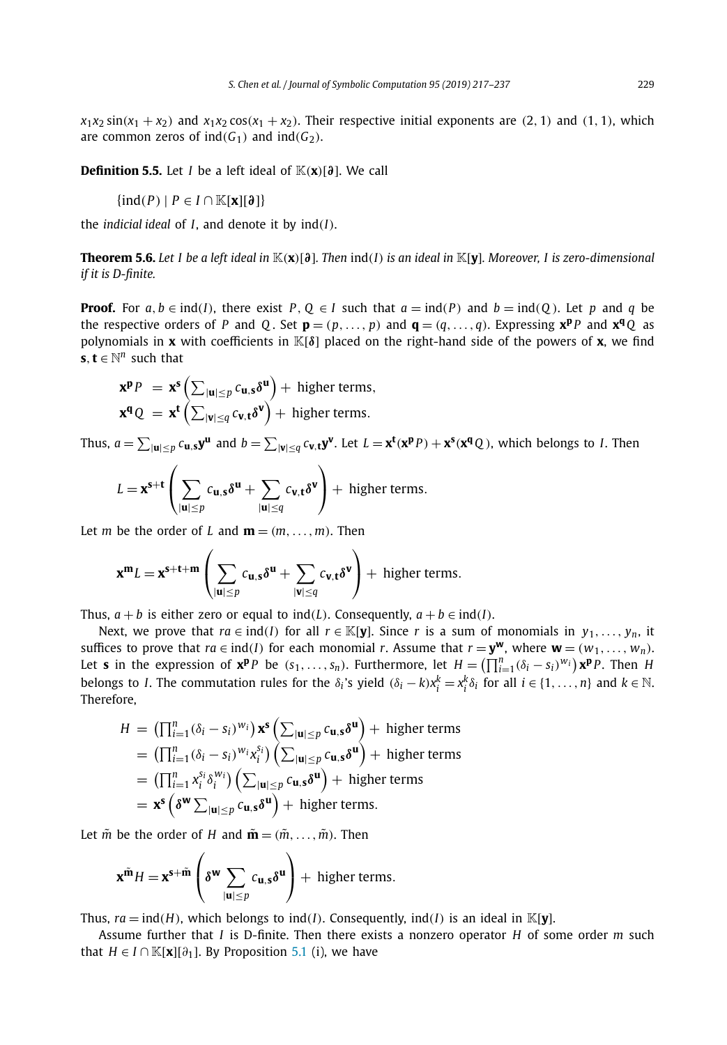$x_1x_2\sin(x_1+x_2)$ and $x_1x_2\cos(x_1+x_2)$. Their respective initial exponents are $(2,1)$ and $(1,1)$, which are common zeros of $\mathrm{ind}(G_1)$ and $\mathrm{ind}(G_2)$.

**Definition 5.5.** Let $I$ be a left ideal of $\mathbb{K}(\mathbf{x})[\boldsymbol{\partial}]$. We call

$$\{\mathrm{ind}(P) \mid P \in I \cap \mathbb{K}[\mathbf{x}][\boldsymbol{\partial}]\}$$

the *indicial ideal* of $I$, and denote it by $\mathrm{ind}(I)$.

**Theorem 5.6.** *Let $I$ be a left ideal in $\mathbb{K}(\mathbf{x})[\boldsymbol{\partial}]$. Then $\mathrm{ind}(I)$ is an ideal in $\mathbb{K}[\mathbf{y}]$. Moreover, $I$ is zero-dimensional if it is D-finite.*

**Proof.** For $a,b \in \mathrm{ind}(I)$, there exist $P,Q \in I$ such that $a=\mathrm{ind}(P)$ and $b=\mathrm{ind}(Q)$. Let $p$ and $q$ be the respective orders of $P$ and $Q$. Set $\mathbf{p}=(p,\dots,p)$ and $\mathbf{q}=(q,\dots,q)$. Expressing $\mathbf{x}^{\mathbf{p}}P$ and $\mathbf{x}^{\mathbf{q}}Q$ as polynomials in $\mathbf{x}$ with coefficients in $\mathbb{K}[\delta]$ placed on the right-hand side of the powers of $\mathbf{x}$, we find $\mathbf{s},\mathbf{t}\in\mathbb{N}^n$ such that

$$\begin{aligned}
\mathbf{x}^{\mathbf{p}}P &= \mathbf{x}^{\mathbf{s}}\left(\textstyle\sum_{|\mathbf{u}|\le p} c_{\mathbf{u},\mathbf{s}}\boldsymbol{\delta}^{\mathbf{u}}\right) + \text{ higher terms},\\
\mathbf{x}^{\mathbf{q}}Q &= \mathbf{x}^{\mathbf{t}}\left(\textstyle\sum_{|\mathbf{v}|\le q} c_{\mathbf{v},\mathbf{t}}\boldsymbol{\delta}^{\mathbf{v}}\right) + \text{ higher terms}.
\end{aligned}$$

Thus, $a=\sum_{|\mathbf{u}|\le p} c_{\mathbf{u},\mathbf{s}}\mathbf{y}^{\mathbf{u}}$ and $b=\sum_{|\mathbf{v}|\le q} c_{\mathbf{v},\mathbf{t}}\mathbf{y}^{\mathbf{v}}$. Let $L=\mathbf{x}^{\mathbf{t}}(\mathbf{x}^{\mathbf{p}}P)+\mathbf{x}^{\mathbf{s}}(\mathbf{x}^{\mathbf{q}}Q)$, which belongs to $I$. Then

$$L=\mathbf{x}^{\mathbf{s}+\mathbf{t}}\left(\sum_{|\mathbf{u}|\le p} c_{\mathbf{u},\mathbf{s}}\boldsymbol{\delta}^{\mathbf{u}} + \sum_{|\mathbf{u}|\le q} c_{\mathbf{v},\mathbf{t}}\boldsymbol{\delta}^{\mathbf{v}}\right) + \text{ higher terms}.$$

Let $m$ be the order of $L$ and $\mathbf{m}=(m,\dots,m)$. Then

$$\mathbf{x}^{\mathbf{m}}L=\mathbf{x}^{\mathbf{s}+\mathbf{t}+\mathbf{m}}\left(\sum_{|\mathbf{u}|\le p} c_{\mathbf{u},\mathbf{s}}\boldsymbol{\delta}^{\mathbf{u}} + \sum_{|\mathbf{v}|\le q} c_{\mathbf{v},\mathbf{t}}\boldsymbol{\delta}^{\mathbf{v}}\right) + \text{ higher terms}.$$

Thus, $a+b$ is either zero or equal to $\mathrm{ind}(L)$. Consequently, $a+b\in\mathrm{ind}(I)$.

Next, we prove that $ra\in\mathrm{ind}(I)$ for all $r\in\mathbb{K}[\mathbf{y}]$. Since $r$ is a sum of monomials in $y_1,\dots,y_n$, it suffices to prove that $ra\in\mathrm{ind}(I)$ for each monomial $r$. Assume that $r=\mathbf{y}^{\mathbf{w}}$, where $\mathbf{w}=(w_1,\dots,w_n)$. Let $\mathbf{s}$ in the expression of $\mathbf{x}^{\mathbf{p}}P$ be $(s_1,\dots,s_n)$. Furthermore, let $H=\left(\prod_{i=1}^n(\delta_i-s_i)^{w_i}\right)\mathbf{x}^{\mathbf{p}}P$. Then $H$ belongs to $I$. The commutation rules for the $\delta_i$'s yield $(\delta_i-k)x_i^k=x_i^k\delta_i$ for all $i\in\{1,\dots,n\}$ and $k\in\mathbb{N}$. Therefore,

$$\begin{aligned}
H &= \left(\textstyle\prod_{i=1}^n(\delta_i-s_i)^{w_i}\right)\mathbf{x}^{\mathbf{s}}\left(\textstyle\sum_{|\mathbf{u}|\le p} c_{\mathbf{u},\mathbf{s}}\boldsymbol{\delta}^{\mathbf{u}}\right) + \text{ higher terms}\\
&= \left(\textstyle\prod_{i=1}^n(\delta_i-s_i)^{w_i}x_i^{s_i}\right)\left(\textstyle\sum_{|\mathbf{u}|\le p} c_{\mathbf{u},\mathbf{s}}\boldsymbol{\delta}^{\mathbf{u}}\right) + \text{ higher terms}\\
&= \left(\textstyle\prod_{i=1}^n x_i^{s_i}\delta_i^{w_i}\right)\left(\textstyle\sum_{|\mathbf{u}|\le p} c_{\mathbf{u},\mathbf{s}}\boldsymbol{\delta}^{\mathbf{u}}\right) + \text{ higher terms}\\
&= \mathbf{x}^{\mathbf{s}}\left(\boldsymbol{\delta}^{\mathbf{w}}\textstyle\sum_{|\mathbf{u}|\le p} c_{\mathbf{u},\mathbf{s}}\boldsymbol{\delta}^{\mathbf{u}}\right) + \text{ higher terms}.
\end{aligned}$$

Let $\tilde{m}$ be the order of $H$ and $\tilde{\mathbf{m}}=(\tilde{m},\dots,\tilde{m})$. Then

$$\mathbf{x}^{\tilde{\mathbf{m}}}H=\mathbf{x}^{\mathbf{s}+\tilde{\mathbf{m}}}\left(\boldsymbol{\delta}^{\mathbf{w}}\sum_{|\mathbf{u}|\le p} c_{\mathbf{u},\mathbf{s}}\boldsymbol{\delta}^{\mathbf{u}}\right) + \text{ higher terms}.$$

Thus, $ra=\mathrm{ind}(H)$, which belongs to $\mathrm{ind}(I)$. Consequently, $\mathrm{ind}(I)$ is an ideal in $\mathbb{K}[\mathbf{y}]$.

Assume further that $I$ is D-finite. Then there exists a nonzero operator $H$ of some order $m$ such that $H\in I\cap\mathbb{K}[\mathbf{x}][\partial_1]$. By Proposition 5.1 (i), we have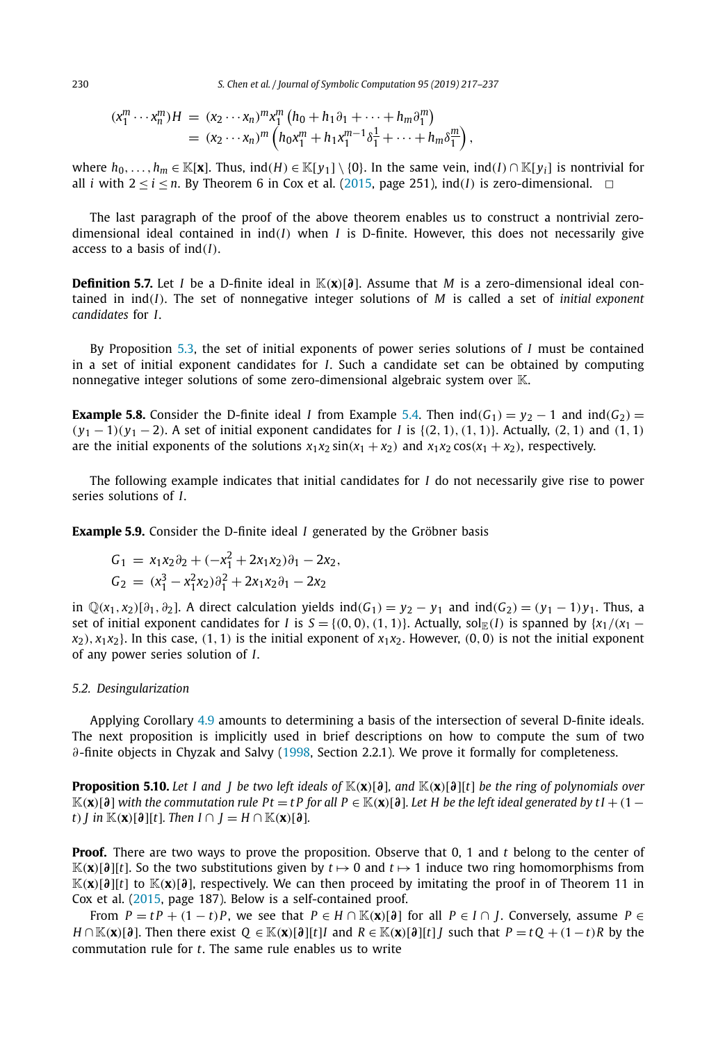$$
\begin{aligned}
(x_1^m \cdots x_n^m)H &= (x_2 \cdots x_n)^m x_1^m \left(h_0 + h_1 \partial_1 + \cdots + h_m \partial_1^m\right) \\
&= (x_2 \cdots x_n)^m \left(h_0 x_1^m + h_1 x_1^{m-1} \delta_1^{\underline{1}} + \cdots + h_m \delta_1^{\underline{m}}\right),
\end{aligned}
$$

where $h_0, \ldots, h_m \in \mathbb{K}[\mathbf{x}]$. Thus, $\operatorname{ind}(H) \in \mathbb{K}[y_1] \setminus \{0\}$. In the same vein, $\operatorname{ind}(I) \cap \mathbb{K}[y_i]$ is nontrivial for all $i$ with $2 \le i \le n$. By Theorem 6 in Cox et al. (2015, page 251), $\operatorname{ind}(I)$ is zero-dimensional. $\square$

The last paragraph of the proof of the above theorem enables us to construct a nontrivial zero-dimensional ideal contained in $\operatorname{ind}(I)$ when $I$ is D-finite. However, this does not necessarily give access to a basis of $\operatorname{ind}(I)$.

**Definition 5.7.** Let $I$ be a D-finite ideal in $\mathbb{K}(\mathbf{x})[\boldsymbol{\partial}]$. Assume that $M$ is a zero-dimensional ideal contained in $\operatorname{ind}(I)$. The set of nonnegative integer solutions of $M$ is called a set of *initial exponent candidates* for $I$.

By Proposition 5.3, the set of initial exponents of power series solutions of $I$ must be contained in a set of initial exponent candidates for $I$. Such a candidate set can be obtained by computing nonnegative integer solutions of some zero-dimensional algebraic system over $\mathbb{K}$.

**Example 5.8.** Consider the D-finite ideal $I$ from Example 5.4. Then $\operatorname{ind}(G_1) = y_2 - 1$ and $\operatorname{ind}(G_2) = (y_1 - 1)(y_1 - 2)$. A set of initial exponent candidates for $I$ is $\{(2, 1), (1, 1)\}$. Actually, $(2, 1)$ and $(1, 1)$ are the initial exponents of the solutions $x_1 x_2 \sin(x_1 + x_2)$ and $x_1 x_2 \cos(x_1 + x_2)$, respectively.

The following example indicates that initial candidates for $I$ do not necessarily give rise to power series solutions of $I$.

**Example 5.9.** Consider the D-finite ideal $I$ generated by the Gröbner basis

$$
\begin{aligned}
G_1 &= x_1 x_2 \partial_2 + (-x_1^2 + 2x_1 x_2)\partial_1 - 2x_2, \\
G_2 &= (x_1^3 - x_1^2 x_2)\partial_1^2 + 2x_1 x_2 \partial_1 - 2x_2
\end{aligned}
$$

in $\mathbb{Q}(x_1, x_2)[\partial_1, \partial_2]$. A direct calculation yields $\operatorname{ind}(G_1) = y_2 - y_1$ and $\operatorname{ind}(G_2) = (y_1 - 1)y_1$. Thus, a set of initial exponent candidates for $I$ is $S = \{(0, 0), (1, 1)\}$. Actually, $\operatorname{sol}_{\mathbb{E}}(I)$ is spanned by $\{x_1/(x_1 - x_2), x_1 x_2\}$. In this case, $(1, 1)$ is the initial exponent of $x_1 x_2$. However, $(0, 0)$ is not the initial exponent of any power series solution of $I$.

### 5.2. Desingularization

Applying Corollary 4.9 amounts to determining a basis of the intersection of several D-finite ideals. The next proposition is implicitly used in brief descriptions on how to compute the sum of two $\partial$-finite objects in Chyzak and Salvy (1998, Section 2.2.1). We prove it formally for completeness.

**Proposition 5.10.** *Let $I$ and $J$ be two left ideals of $\mathbb{K}(\mathbf{x})[\boldsymbol{\partial}]$, and $\mathbb{K}(\mathbf{x})[\boldsymbol{\partial}][t]$ be the ring of polynomials over $\mathbb{K}(\mathbf{x})[\boldsymbol{\partial}]$ with the commutation rule $Pt = tP$ for all $P \in \mathbb{K}(\mathbf{x})[\boldsymbol{\partial}]$. Let $H$ be the left ideal generated by $tI + (1 - t)J$ in $\mathbb{K}(\mathbf{x})[\boldsymbol{\partial}][t]$. Then $I \cap J = H \cap \mathbb{K}(\mathbf{x})[\boldsymbol{\partial}]$.*

**Proof.** There are two ways to prove the proposition. Observe that $0$, $1$ and $t$ belong to the center of $\mathbb{K}(\mathbf{x})[\boldsymbol{\partial}][t]$. So the two substitutions given by $t \mapsto 0$ and $t \mapsto 1$ induce two ring homomorphisms from $\mathbb{K}(\mathbf{x})[\boldsymbol{\partial}][t]$ to $\mathbb{K}(\mathbf{x})[\boldsymbol{\partial}]$, respectively. We can then proceed by imitating the proof in of Theorem 11 in Cox et al. (2015, page 187). Below is a self-contained proof.

From $P = tP + (1 - t)P$, we see that $P \in H \cap \mathbb{K}(\mathbf{x})[\boldsymbol{\partial}]$ for all $P \in I \cap J$. Conversely, assume $P \in H \cap \mathbb{K}(\mathbf{x})[\boldsymbol{\partial}]$. Then there exist $Q \in \mathbb{K}(\mathbf{x})[\boldsymbol{\partial}][t]I$ and $R \in \mathbb{K}(\mathbf{x})[\boldsymbol{\partial}][t]J$ such that $P = tQ + (1 - t)R$ by the commutation rule for $t$. The same rule enables us to write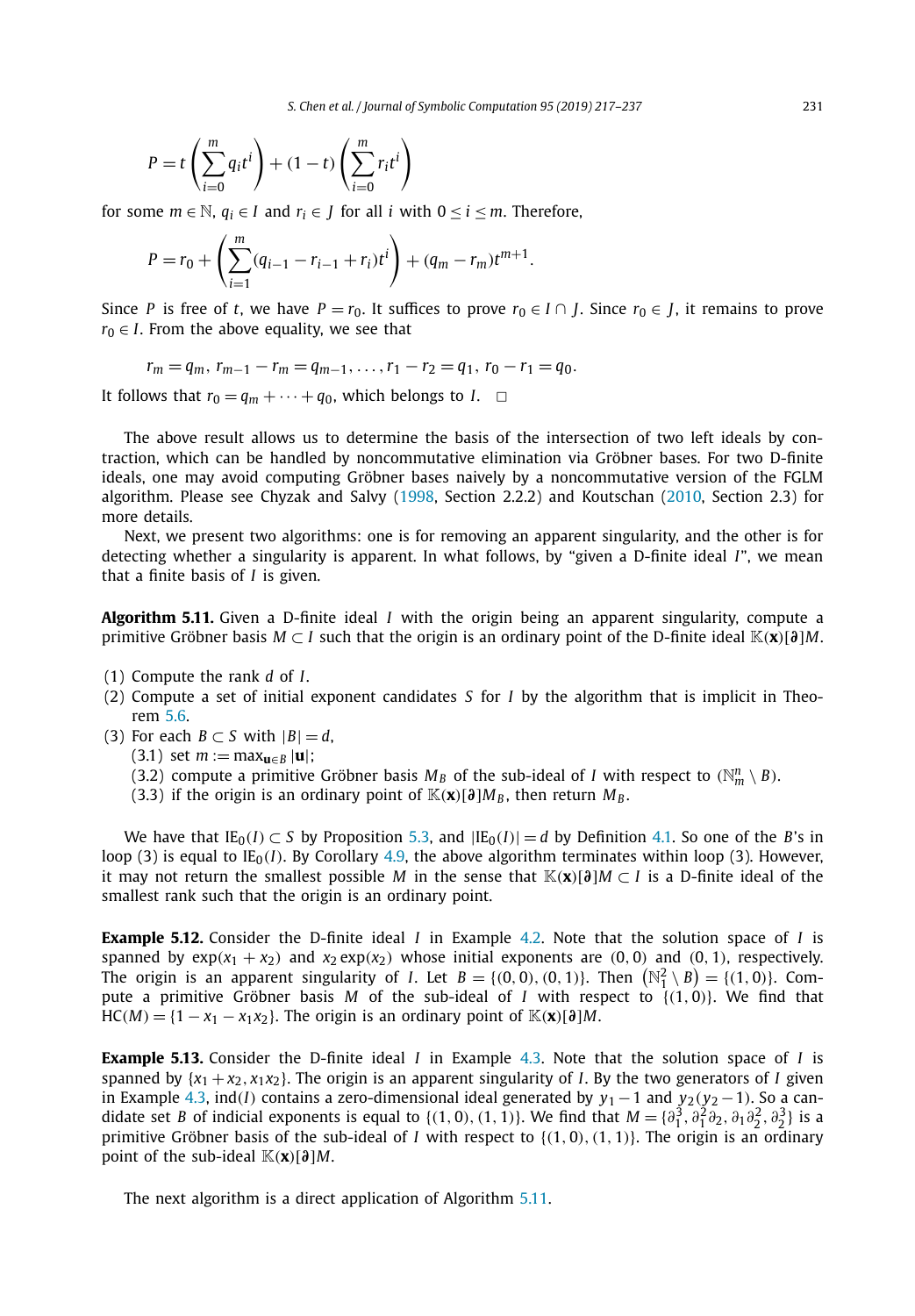$$P = t\left(\sum_{i=0}^{m} q_i t^i\right) + (1-t)\left(\sum_{i=0}^{m} r_i t^i\right)$$

for some $m \in \mathbb{N}$, $q_i \in I$ and $r_i \in J$ for all $i$ with $0 \le i \le m$. Therefore,

$$P = r_0 + \left(\sum_{i=1}^{m} (q_{i-1} - r_{i-1} + r_i)t^i\right) + (q_m - r_m)t^{m+1}.$$

Since $P$ is free of $t$, we have $P = r_0$. It suffices to prove $r_0 \in I \cap J$. Since $r_0 \in J$, it remains to prove $r_0 \in I$. From the above equality, we see that

$$r_m = q_m,\ r_{m-1} - r_m = q_{m-1}, \ldots, r_1 - r_2 = q_1,\ r_0 - r_1 = q_0.$$

It follows that $r_0 = q_m + \cdots + q_0$, which belongs to $I$. $\square$

The above result allows us to determine the basis of the intersection of two left ideals by contraction, which can be handled by noncommutative elimination via Gröbner bases. For two D-finite ideals, one may avoid computing Gröbner bases naively by a noncommutative version of the FGLM algorithm. Please see Chyzak and Salvy (1998, Section 2.2.2) and Koutschan (2010, Section 2.3) for more details.

Next, we present two algorithms: one is for removing an apparent singularity, and the other is for detecting whether a singularity is apparent. In what follows, by "given a D-finite ideal $I$", we mean that a finite basis of $I$ is given.

**Algorithm 5.11.** Given a D-finite ideal $I$ with the origin being an apparent singularity, compute a primitive Gröbner basis $M \subset I$ such that the origin is an ordinary point of the D-finite ideal $\mathbb{K}(\mathbf{x})[\boldsymbol{\partial}]M$.

(1) Compute the rank $d$ of $I$.
(2) Compute a set of initial exponent candidates $S$ for $I$ by the algorithm that is implicit in Theorem 5.6.
(3) For each $B \subset S$ with $|B| = d$,
 (3.1) set $m := \max_{\mathbf{u} \in B} |\mathbf{u}|$;
 (3.2) compute a primitive Gröbner basis $M_B$ of the sub-ideal of $I$ with respect to $(\mathbb{N}_m^n \setminus B)$.
 (3.3) if the origin is an ordinary point of $\mathbb{K}(\mathbf{x})[\boldsymbol{\partial}]M_B$, then return $M_B$.

We have that $\mathrm{IE}_0(I) \subset S$ by Proposition 5.3, and $|\mathrm{IE}_0(I)| = d$ by Definition 4.1. So one of the $B$'s in loop (3) is equal to $\mathrm{IE}_0(I)$. By Corollary 4.9, the above algorithm terminates within loop (3). However, it may not return the smallest possible $M$ in the sense that $\mathbb{K}(\mathbf{x})[\boldsymbol{\partial}]M \subset I$ is a D-finite ideal of the smallest rank such that the origin is an ordinary point.

**Example 5.12.** Consider the D-finite ideal $I$ in Example 4.2. Note that the solution space of $I$ is spanned by $\exp(x_1 + x_2)$ and $x_2 \exp(x_2)$ whose initial exponents are $(0,0)$ and $(0,1)$, respectively. The origin is an apparent singularity of $I$. Let $B = \{(0,0),(0,1)\}$. Then $\left(\mathbb{N}_1^2 \setminus B\right) = \{(1,0)\}$. Compute a primitive Gröbner basis $M$ of the sub-ideal of $I$ with respect to $\{(1,0)\}$. We find that $\mathrm{HC}(M) = \{1 - x_1 - x_1x_2\}$. The origin is an ordinary point of $\mathbb{K}(\mathbf{x})[\boldsymbol{\partial}]M$.

**Example 5.13.** Consider the D-finite ideal $I$ in Example 4.3. Note that the solution space of $I$ is spanned by $\{x_1 + x_2, x_1x_2\}$. The origin is an apparent singularity of $I$. By the two generators of $I$ given in Example 4.3, $\mathrm{ind}(I)$ contains a zero-dimensional ideal generated by $y_1 - 1$ and $y_2(y_2 - 1)$. So a candidate set $B$ of indicial exponents is equal to $\{(1,0),(1,1)\}$. We find that $M = \{\partial_1^3, \partial_1^2\partial_2, \partial_1\partial_2^2, \partial_2^3\}$ is a primitive Gröbner basis of the sub-ideal of $I$ with respect to $\{(1,0),(1,1)\}$. The origin is an ordinary point of the sub-ideal $\mathbb{K}(\mathbf{x})[\boldsymbol{\partial}]M$.

The next algorithm is a direct application of Algorithm 5.11.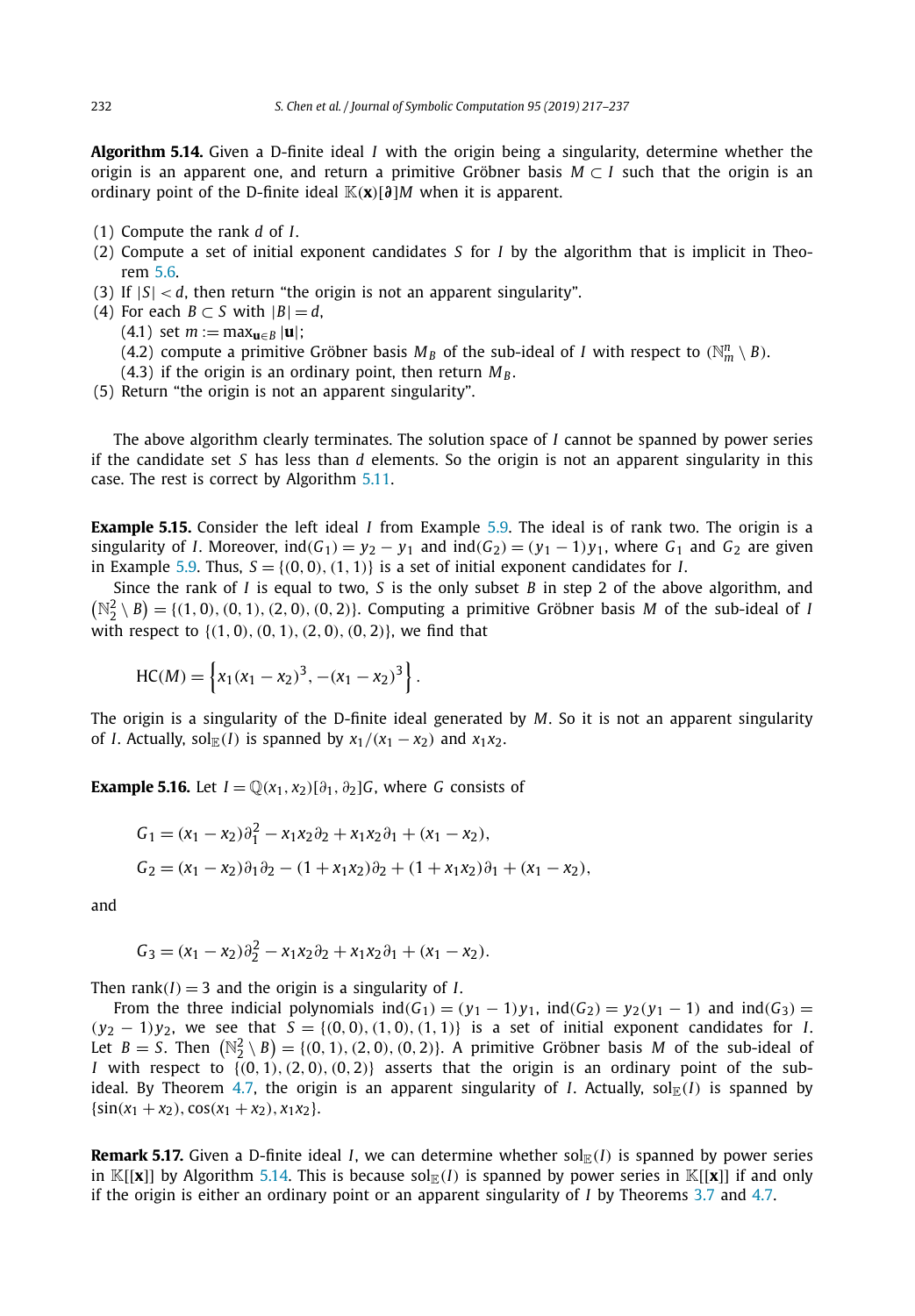**Algorithm 5.14.** Given a D-finite ideal $I$ with the origin being a singularity, determine whether the origin is an apparent one, and return a primitive Gröbner basis $M \subset I$ such that the origin is an ordinary point of the D-finite ideal $\mathbb{K}(\mathbf{x})[\boldsymbol{\partial}]M$ when it is apparent.

(1) Compute the rank $d$ of $I$.
(2) Compute a set of initial exponent candidates $S$ for $I$ by the algorithm that is implicit in Theorem 5.6.
(3) If $|S| < d$, then return "the origin is not an apparent singularity".
(4) For each $B \subset S$ with $|B| = d$,
    (4.1) set $m := \max_{\mathbf{u} \in B} |\mathbf{u}|$;
    (4.2) compute a primitive Gröbner basis $M_B$ of the sub-ideal of $I$ with respect to $(\mathbb{N}_m^n \setminus B)$.
    (4.3) if the origin is an ordinary point, then return $M_B$.
(5) Return "the origin is not an apparent singularity".

The above algorithm clearly terminates. The solution space of $I$ cannot be spanned by power series if the candidate set $S$ has less than $d$ elements. So the origin is not an apparent singularity in this case. The rest is correct by Algorithm 5.11.

**Example 5.15.** Consider the left ideal $I$ from Example 5.9. The ideal is of rank two. The origin is a singularity of $I$. Moreover, $\operatorname{ind}(G_1) = y_2 - y_1$ and $\operatorname{ind}(G_2) = (y_1 - 1)y_1$, where $G_1$ and $G_2$ are given in Example 5.9. Thus, $S = \{(0,0), (1,1)\}$ is a set of initial exponent candidates for $I$.

Since the rank of $I$ is equal to two, $S$ is the only subset $B$ in step 2 of the above algorithm, and $\left(\mathbb{N}_2^2 \setminus B\right) = \{(1,0), (0,1), (2,0), (0,2)\}$. Computing a primitive Gröbner basis $M$ of the sub-ideal of $I$ with respect to $\{(1,0), (0,1), (2,0), (0,2)\}$, we find that

$$\operatorname{HC}(M) = \left\{x_1(x_1 - x_2)^3, -(x_1 - x_2)^3\right\}.$$

The origin is a singularity of the D-finite ideal generated by $M$. So it is not an apparent singularity of $I$. Actually, $\operatorname{sol}_{\mathbb{E}}(I)$ is spanned by $x_1/(x_1 - x_2)$ and $x_1x_2$.

**Example 5.16.** Let $I = \mathbb{Q}(x_1, x_2)[\partial_1, \partial_2]G$, where $G$ consists of

$$G_1 = (x_1 - x_2)\partial_1^2 - x_1x_2\partial_2 + x_1x_2\partial_1 + (x_1 - x_2),$$

$$G_2 = (x_1 - x_2)\partial_1\partial_2 - (1 + x_1x_2)\partial_2 + (1 + x_1x_2)\partial_1 + (x_1 - x_2),$$

and

$$G_3 = (x_1 - x_2)\partial_2^2 - x_1x_2\partial_2 + x_1x_2\partial_1 + (x_1 - x_2).$$

Then $\operatorname{rank}(I) = 3$ and the origin is a singularity of $I$.

From the three indicial polynomials $\operatorname{ind}(G_1) = (y_1 - 1)y_1$, $\operatorname{ind}(G_2) = y_2(y_1 - 1)$ and $\operatorname{ind}(G_3) = (y_2 - 1)y_2$, we see that $S = \{(0,0), (1,0), (1,1)\}$ is a set of initial exponent candidates for $I$. Let $B = S$. Then $\left(\mathbb{N}_2^2 \setminus B\right) = \{(0,1), (2,0), (0,2)\}$. A primitive Gröbner basis $M$ of the sub-ideal of $I$ with respect to $\{(0,1), (2,0), (0,2)\}$ asserts that the origin is an ordinary point of the sub-ideal. By Theorem 4.7, the origin is an apparent singularity of $I$. Actually, $\operatorname{sol}_{\mathbb{E}}(I)$ is spanned by $\{\sin(x_1 + x_2), \cos(x_1 + x_2), x_1x_2\}$.

**Remark 5.17.** Given a D-finite ideal $I$, we can determine whether $\operatorname{sol}_{\mathbb{E}}(I)$ is spanned by power series in $\mathbb{K}[[\mathbf{x}]]$ by Algorithm 5.14. This is because $\operatorname{sol}_{\mathbb{E}}(I)$ is spanned by power series in $\mathbb{K}[[\mathbf{x}]]$ if and only if the origin is either an ordinary point or an apparent singularity of $I$ by Theorems 3.7 and 4.7.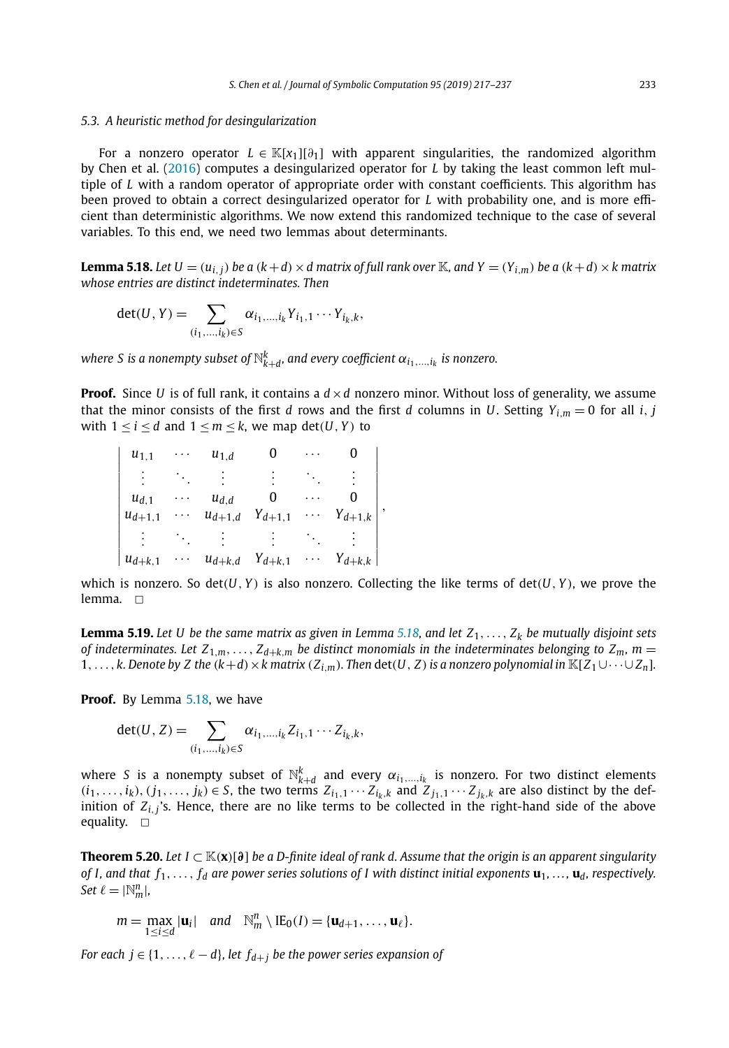### 5.3. A heuristic method for desingularization

For a nonzero operator $L \in \mathbb{K}[x_1][\partial_1]$ with apparent singularities, the randomized algorithm by Chen et al. (2016) computes a desingularized operator for $L$ by taking the least common left multiple of $L$ with a random operator of appropriate order with constant coefficients. This algorithm has been proved to obtain a correct desingularized operator for $L$ with probability one, and is more efficient than deterministic algorithms. We now extend this randomized technique to the case of several variables. To this end, we need two lemmas about determinants.

**Lemma 5.18.** *Let $U = (u_{i,j})$ be a $(k+d) \times d$ matrix of full rank over $\mathbb{K}$, and $Y = (Y_{i,m})$ be a $(k+d) \times k$ matrix whose entries are distinct indeterminates. Then*

$$\det(U, Y) = \sum_{(i_1,\ldots,i_k)\in S} \alpha_{i_1,\ldots,i_k} Y_{i_1,1} \cdots Y_{i_k,k},$$

*where $S$ is a nonempty subset of $\mathbb{N}_{k+d}^k$, and every coefficient $\alpha_{i_1,\ldots,i_k}$ is nonzero.*

**Proof.** Since $U$ is of full rank, it contains a $d \times d$ nonzero minor. Without loss of generality, we assume that the minor consists of the first $d$ rows and the first $d$ columns in $U$. Setting $Y_{i,m} = 0$ for all $i, j$ with $1 \le i \le d$ and $1 \le m \le k$, we map $\det(U, Y)$ to

$$\begin{vmatrix} u_{1,1} & \cdots & u_{1,d} & 0 & \cdots & 0 \\ \vdots & \ddots & \vdots & \vdots & \ddots & \vdots \\ u_{d,1} & \cdots & u_{d,d} & 0 & \cdots & 0 \\ u_{d+1,1} & \cdots & u_{d+1,d} & Y_{d+1,1} & \cdots & Y_{d+1,k} \\ \vdots & \ddots & \vdots & \vdots & \ddots & \vdots \\ u_{d+k,1} & \cdots & u_{d+k,d} & Y_{d+k,1} & \cdots & Y_{d+k,k} \end{vmatrix},$$

which is nonzero. So $\det(U, Y)$ is also nonzero. Collecting the like terms of $\det(U, Y)$, we prove the lemma. □

**Lemma 5.19.** *Let $U$ be the same matrix as given in Lemma 5.18, and let $Z_1, \ldots, Z_k$ be mutually disjoint sets of indeterminates. Let $Z_{1,m}, \ldots, Z_{d+k,m}$ be distinct monomials in the indeterminates belonging to $Z_m$, $m = 1, \ldots, k$. Denote by $Z$ the $(k+d) \times k$ matrix $(Z_{i,m})$. Then $\det(U, Z)$ is a nonzero polynomial in $\mathbb{K}[Z_1 \cup \cdots \cup Z_n]$.*

**Proof.** By Lemma 5.18, we have

$$\det(U, Z) = \sum_{(i_1,\ldots,i_k)\in S} \alpha_{i_1,\ldots,i_k} Z_{i_1,1} \cdots Z_{i_k,k},$$

where $S$ is a nonempty subset of $\mathbb{N}_{k+d}^k$ and every $\alpha_{i_1,\ldots,i_k}$ is nonzero. For two distinct elements $(i_1, \ldots, i_k), (j_1, \ldots, j_k) \in S$, the two terms $Z_{i_1,1} \cdots Z_{i_k,k}$ and $Z_{j_1,1} \cdots Z_{j_k,k}$ are also distinct by the definition of $Z_{i,j}$'s. Hence, there are no like terms to be collected in the right-hand side of the above equality. □

**Theorem 5.20.** *Let $I \subset \mathbb{K}(\mathbf{x})[\boldsymbol{\partial}]$ be a D-finite ideal of rank $d$. Assume that the origin is an apparent singularity of $I$, and that $f_1, \ldots, f_d$ are power series solutions of $I$ with distinct initial exponents $\mathbf{u}_1, \ldots, \mathbf{u}_d$, respectively. Set $\ell = |\mathbb{N}_m^n|$,*

$$m = \max_{1\le i\le d} |\mathbf{u}_i| \quad \textit{and} \quad \mathbb{N}_m^n \setminus \mathrm{IE}_0(I) = \{\mathbf{u}_{d+1}, \ldots, \mathbf{u}_\ell\}.$$

*For each $j \in \{1, \ldots, \ell - d\}$, let $f_{d+j}$ be the power series expansion of*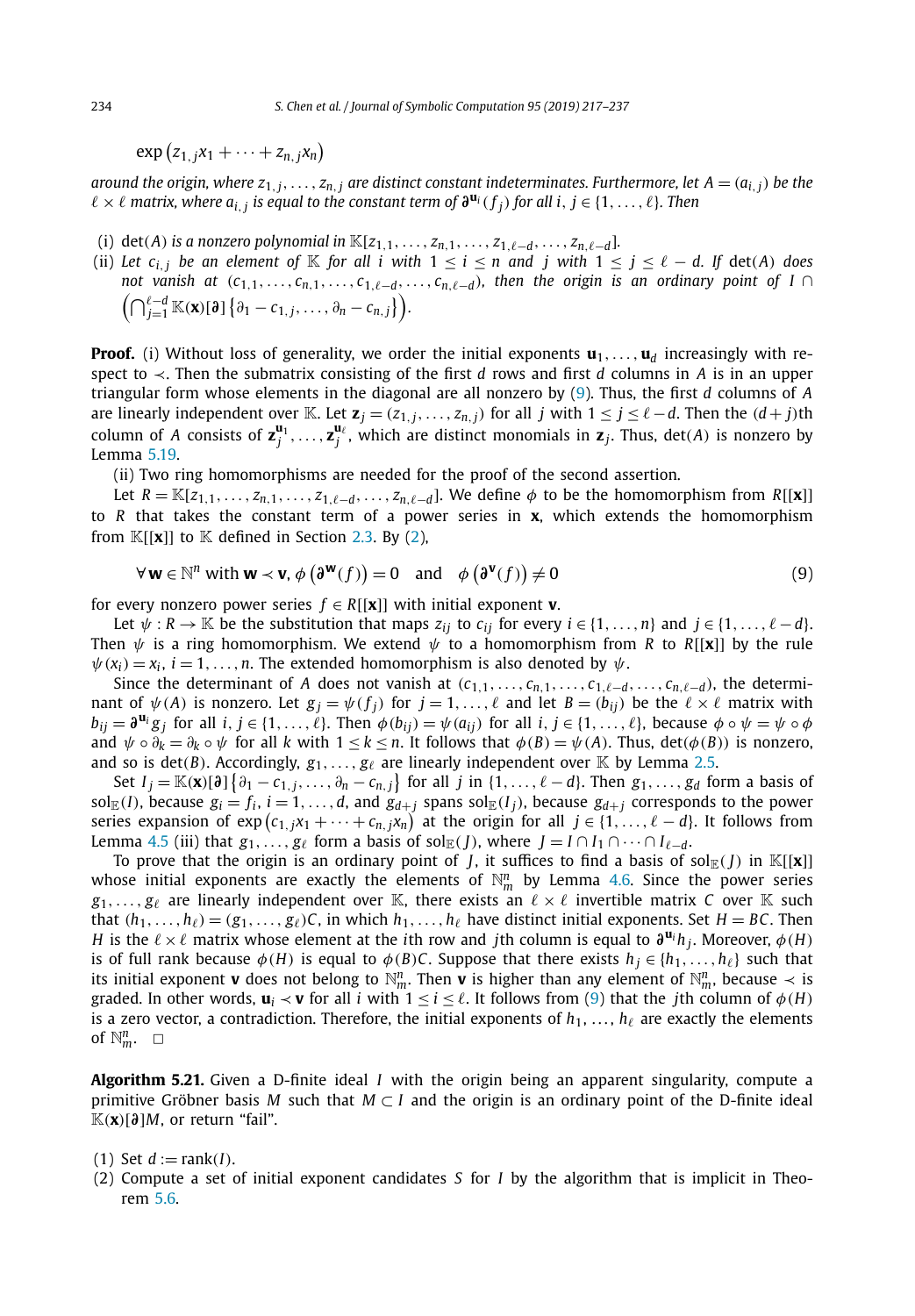$$\exp\left(z_{1,j}x_1 + \cdots + z_{n,j}x_n\right)$$

*around the origin, where $z_{1,j}, \ldots, z_{n,j}$ are distinct constant indeterminates. Furthermore, let $A = (a_{i,j})$ be the $\ell \times \ell$ matrix, where $a_{i,j}$ is equal to the constant term of $\boldsymbol{\partial}^{\mathbf{u}_i}(f_j)$ for all $i, j \in \{1, \ldots, \ell\}$. Then*

(i) *$\det(A)$ is a nonzero polynomial in $\mathbb{K}[z_{1,1}, \ldots, z_{n,1}, \ldots, z_{1,\ell-d}, \ldots, z_{n,\ell-d}]$.*

(ii) *Let $c_{i,j}$ be an element of $\mathbb{K}$ for all $i$ with $1 \le i \le n$ and $j$ with $1 \le j \le \ell - d$. If $\det(A)$ does not vanish at $(c_{1,1}, \ldots, c_{n,1}, \ldots, c_{1,\ell-d}, \ldots, c_{n,\ell-d})$, then the origin is an ordinary point of $I \cap \left(\bigcap_{j=1}^{\ell-d} \mathbb{K}(\mathbf{x})[\boldsymbol{\partial}]\left\{\partial_1 - c_{1,j}, \ldots, \partial_n - c_{n,j}\right\}\right)$.*

**Proof.** (i) Without loss of generality, we order the initial exponents $\mathbf{u}_1, \ldots, \mathbf{u}_d$ increasingly with respect to $\prec$. Then the submatrix consisting of the first $d$ rows and first $d$ columns in $A$ is in an upper triangular form whose elements in the diagonal are all nonzero by (9). Thus, the first $d$ columns of $A$ are linearly independent over $\mathbb{K}$. Let $\mathbf{z}_j = (z_{1,j}, \ldots, z_{n,j})$ for all $j$ with $1 \le j \le \ell - d$. Then the $(d+j)$th column of $A$ consists of $\mathbf{z}_j^{\mathbf{u}_1}, \ldots, \mathbf{z}_j^{\mathbf{u}_\ell}$, which are distinct monomials in $\mathbf{z}_j$. Thus, $\det(A)$ is nonzero by Lemma 5.19.

(ii) Two ring homomorphisms are needed for the proof of the second assertion.

Let $R = \mathbb{K}[z_{1,1}, \ldots, z_{n,1}, \ldots, z_{1,\ell-d}, \ldots, z_{n,\ell-d}]$. We define $\phi$ to be the homomorphism from $R[[\mathbf{x}]]$ to $R$ that takes the constant term of a power series in $\mathbf{x}$, which extends the homomorphism from $\mathbb{K}[[\mathbf{x}]]$ to $\mathbb{K}$ defined in Section 2.3. By (2),

$$\forall\, \mathbf{w} \in \mathbb{N}^n \text{ with } \mathbf{w} \prec \mathbf{v},\ \phi\left(\boldsymbol{\partial}^{\mathbf{w}}(f)\right) = 0 \quad \text{and} \quad \phi\left(\boldsymbol{\partial}^{\mathbf{v}}(f)\right) \neq 0 \tag{9}$$

for every nonzero power series $f \in R[[\mathbf{x}]]$ with initial exponent $\mathbf{v}$.

Let $\psi : R \to \mathbb{K}$ be the substitution that maps $z_{ij}$ to $c_{ij}$ for every $i \in \{1, \ldots, n\}$ and $j \in \{1, \ldots, \ell - d\}$. Then $\psi$ is a ring homomorphism. We extend $\psi$ to a homomorphism from $R$ to $R[[\mathbf{x}]]$ by the rule $\psi(x_i) = x_i$, $i = 1, \ldots, n$. The extended homomorphism is also denoted by $\psi$.

Since the determinant of $A$ does not vanish at $(c_{1,1}, \ldots, c_{n,1}, \ldots, c_{1,\ell-d}, \ldots, c_{n,\ell-d})$, the determinant of $\psi(A)$ is nonzero. Let $g_j = \psi(f_j)$ for $j = 1, \ldots, \ell$ and let $B = (b_{ij})$ be the $\ell \times \ell$ matrix with $b_{ij} = \boldsymbol{\partial}^{\mathbf{u}_i} g_j$ for all $i, j \in \{1, \ldots, \ell\}$. Then $\phi(b_{ij}) = \psi(a_{ij})$ for all $i, j \in \{1, \ldots, \ell\}$, because $\phi \circ \psi = \psi \circ \phi$ and $\psi \circ \partial_k = \partial_k \circ \psi$ for all $k$ with $1 \le k \le n$. It follows that $\phi(B) = \psi(A)$. Thus, $\det(\phi(B))$ is nonzero, and so is $\det(B)$. Accordingly, $g_1, \ldots, g_\ell$ are linearly independent over $\mathbb{K}$ by Lemma 2.5.

Set $I_j = \mathbb{K}(\mathbf{x})[\boldsymbol{\partial}]\left\{\partial_1 - c_{1,j}, \ldots, \partial_n - c_{n,j}\right\}$ for all $j$ in $\{1, \ldots, \ell - d\}$. Then $g_1, \ldots, g_d$ form a basis of $\mathrm{sol}_{\mathbb{E}}(I)$, because $g_i = f_i$, $i = 1, \ldots, d$, and $g_{d+j}$ spans $\mathrm{sol}_{\mathbb{E}}(I_j)$, because $g_{d+j}$ corresponds to the power series expansion of $\exp\left(c_{1,j}x_1 + \cdots + c_{n,j}x_n\right)$ at the origin for all $j \in \{1, \ldots, \ell - d\}$. It follows from Lemma 4.5 (iii) that $g_1, \ldots, g_\ell$ form a basis of $\mathrm{sol}_{\mathbb{E}}(J)$, where $J = I \cap I_1 \cap \cdots \cap I_{\ell-d}$.

To prove that the origin is an ordinary point of $J$, it suffices to find a basis of $\mathrm{sol}_{\mathbb{E}}(J)$ in $\mathbb{K}[[\mathbf{x}]]$ whose initial exponents are exactly the elements of $\mathbb{N}_m^n$ by Lemma 4.6. Since the power series $g_1, \ldots, g_\ell$ are linearly independent over $\mathbb{K}$, there exists an $\ell \times \ell$ invertible matrix $C$ over $\mathbb{K}$ such that $(h_1, \ldots, h_\ell) = (g_1, \ldots, g_\ell)C$, in which $h_1, \ldots, h_\ell$ have distinct initial exponents. Set $H = BC$. Then $H$ is the $\ell \times \ell$ matrix whose element at the $i$th row and $j$th column is equal to $\boldsymbol{\partial}^{\mathbf{u}_i} h_j$. Moreover, $\phi(H)$ is of full rank because $\phi(H)$ is equal to $\phi(B)C$. Suppose that there exists $h_j \in \{h_1, \ldots, h_\ell\}$ such that its initial exponent $\mathbf{v}$ does not belong to $\mathbb{N}_m^n$. Then $\mathbf{v}$ is higher than any element of $\mathbb{N}_m^n$, because $\prec$ is graded. In other words, $\mathbf{u}_i \prec \mathbf{v}$ for all $i$ with $1 \le i \le \ell$. It follows from (9) that the $j$th column of $\phi(H)$ is a zero vector, a contradiction. Therefore, the initial exponents of $h_1, \ldots, h_\ell$ are exactly the elements of $\mathbb{N}_m^n$. $\square$

**Algorithm 5.21.** Given a D-finite ideal $I$ with the origin being an apparent singularity, compute a primitive Gröbner basis $M$ such that $M \subset I$ and the origin is an ordinary point of the D-finite ideal $\mathbb{K}(\mathbf{x})[\boldsymbol{\partial}]M$, or return "fail".

(1) Set $d := \mathrm{rank}(I)$.

(2) Compute a set of initial exponent candidates $S$ for $I$ by the algorithm that is implicit in Theorem 5.6.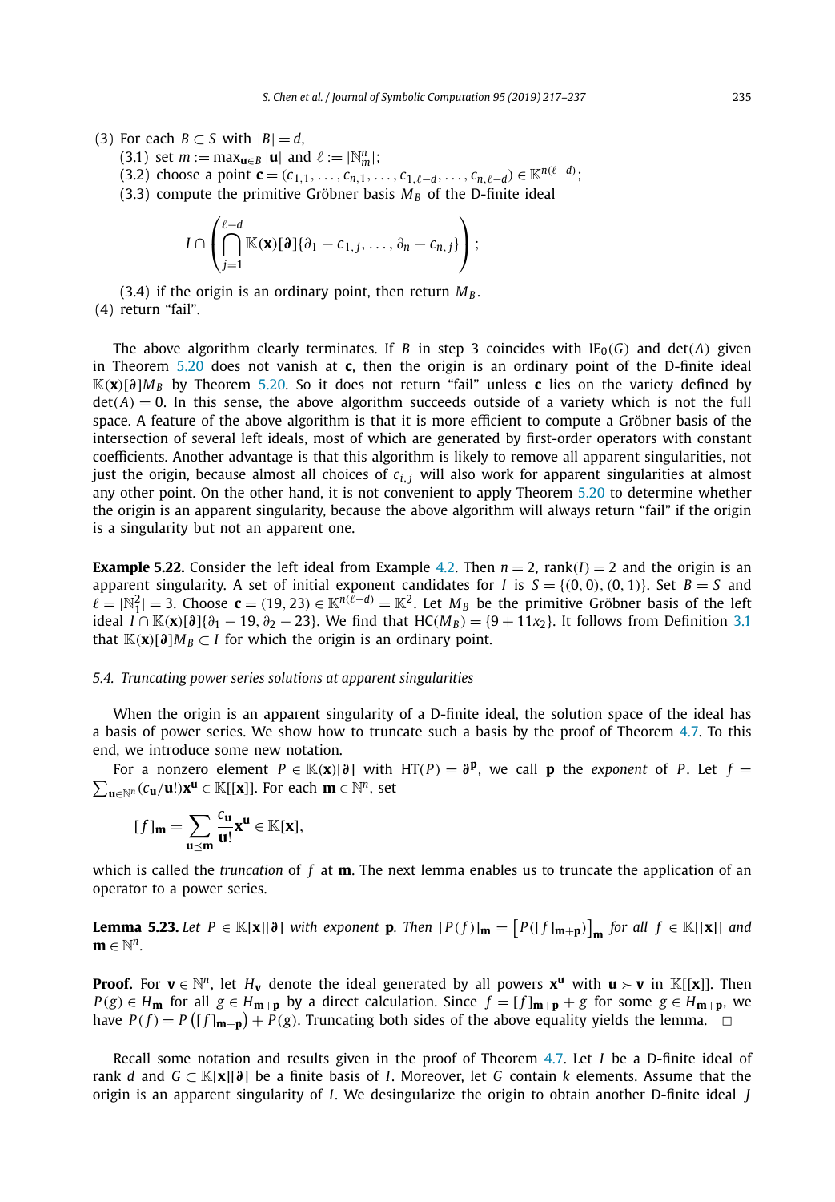(3) For each $B \subset S$ with $|B| = d$,

(3.1) set $m := \max_{\mathbf{u}\in B} |\mathbf{u}|$ and $\ell := |\mathbb{N}_m^n|$;

(3.2) choose a point $\mathbf{c} = (c_{1,1}, \ldots, c_{n,1}, \ldots, c_{1,\ell-d}, \ldots, c_{n,\ell-d}) \in \mathbb{K}^{n(\ell-d)}$;

(3.3) compute the primitive Gröbner basis $M_B$ of the D-finite ideal

$$I \cap \left( \bigcap_{j=1}^{\ell-d} \mathbb{K}(\mathbf{x})[\boldsymbol{\partial}]\{\partial_1 - c_{1,j}, \ldots, \partial_n - c_{n,j}\} \right);$$

(3.4) if the origin is an ordinary point, then return $M_B$.

(4) return "fail".

The above algorithm clearly terminates. If $B$ in step 3 coincides with $\mathrm{IE}_0(G)$ and $\det(A)$ given in Theorem 5.20 does not vanish at $\mathbf{c}$, then the origin is an ordinary point of the D-finite ideal $\mathbb{K}(\mathbf{x})[\boldsymbol{\partial}]M_B$ by Theorem 5.20. So it does not return "fail" unless $\mathbf{c}$ lies on the variety defined by $\det(A) = 0$. In this sense, the above algorithm succeeds outside of a variety which is not the full space. A feature of the above algorithm is that it is more efficient to compute a Gröbner basis of the intersection of several left ideals, most of which are generated by first-order operators with constant coefficients. Another advantage is that this algorithm is likely to remove all apparent singularities, not just the origin, because almost all choices of $c_{i,j}$ will also work for apparent singularities at almost any other point. On the other hand, it is not convenient to apply Theorem 5.20 to determine whether the origin is an apparent singularity, because the above algorithm will always return "fail" if the origin is a singularity but not an apparent one.

**Example 5.22.** Consider the left ideal from Example 4.2. Then $n = 2$, $\mathrm{rank}(I) = 2$ and the origin is an apparent singularity. A set of initial exponent candidates for $I$ is $S = \{(0,0), (0,1)\}$. Set $B = S$ and $\ell = |\mathbb{N}_1^2| = 3$. Choose $\mathbf{c} = (19, 23) \in \mathbb{K}^{n(\ell-d)} = \mathbb{K}^2$. Let $M_B$ be the primitive Gröbner basis of the left ideal $I \cap \mathbb{K}(\mathbf{x})[\boldsymbol{\partial}]\{\partial_1 - 19, \partial_2 - 23\}$. We find that $\mathrm{HC}(M_B) = \{9 + 11x_2\}$. It follows from Definition 3.1 that $\mathbb{K}(\mathbf{x})[\boldsymbol{\partial}]M_B \subset I$ for which the origin is an ordinary point.

### 5.4. Truncating power series solutions at apparent singularities

When the origin is an apparent singularity of a D-finite ideal, the solution space of the ideal has a basis of power series. We show how to truncate such a basis by the proof of Theorem 4.7. To this end, we introduce some new notation.

For a nonzero element $P \in \mathbb{K}(\mathbf{x})[\boldsymbol{\partial}]$ with $\mathrm{HT}(P) = \boldsymbol{\partial}^{\mathbf{p}}$, we call $\mathbf{p}$ the *exponent* of $P$. Let $f = \sum_{\mathbf{u}\in\mathbb{N}^n} (c_{\mathbf{u}}/\mathbf{u}!)\mathbf{x}^{\mathbf{u}} \in \mathbb{K}[[\mathbf{x}]]$. For each $\mathbf{m} \in \mathbb{N}^n$, set

$$[f]_{\mathbf{m}} = \sum_{\mathbf{u}\preceq\mathbf{m}} \frac{c_{\mathbf{u}}}{\mathbf{u}!}\mathbf{x}^{\mathbf{u}} \in \mathbb{K}[\mathbf{x}],$$

which is called the *truncation* of $f$ at $\mathbf{m}$. The next lemma enables us to truncate the application of an operator to a power series.

**Lemma 5.23.** *Let $P \in \mathbb{K}[\mathbf{x}][\boldsymbol{\partial}]$ with exponent $\mathbf{p}$. Then $[P(f)]_{\mathbf{m}} = \left[P([f]_{\mathbf{m}+\mathbf{p}})\right]_{\mathbf{m}}$ for all $f \in \mathbb{K}[[\mathbf{x}]]$ and $\mathbf{m} \in \mathbb{N}^n$.*

**Proof.** For $\mathbf{v} \in \mathbb{N}^n$, let $H_{\mathbf{v}}$ denote the ideal generated by all powers $\mathbf{x}^{\mathbf{u}}$ with $\mathbf{u} \succ \mathbf{v}$ in $\mathbb{K}[[\mathbf{x}]]$. Then $P(g) \in H_{\mathbf{m}}$ for all $g \in H_{\mathbf{m}+\mathbf{p}}$ by a direct calculation. Since $f = [f]_{\mathbf{m}+\mathbf{p}} + g$ for some $g \in H_{\mathbf{m}+\mathbf{p}}$, we have $P(f) = P\left([f]_{\mathbf{m}+\mathbf{p}}\right) + P(g)$. Truncating both sides of the above equality yields the lemma. $\square$

Recall some notation and results given in the proof of Theorem 4.7. Let $I$ be a D-finite ideal of rank $d$ and $G \subset \mathbb{K}[\mathbf{x}][\boldsymbol{\partial}]$ be a finite basis of $I$. Moreover, let $G$ contain $k$ elements. Assume that the origin is an apparent singularity of $I$. We desingularize the origin to obtain another D-finite ideal $J$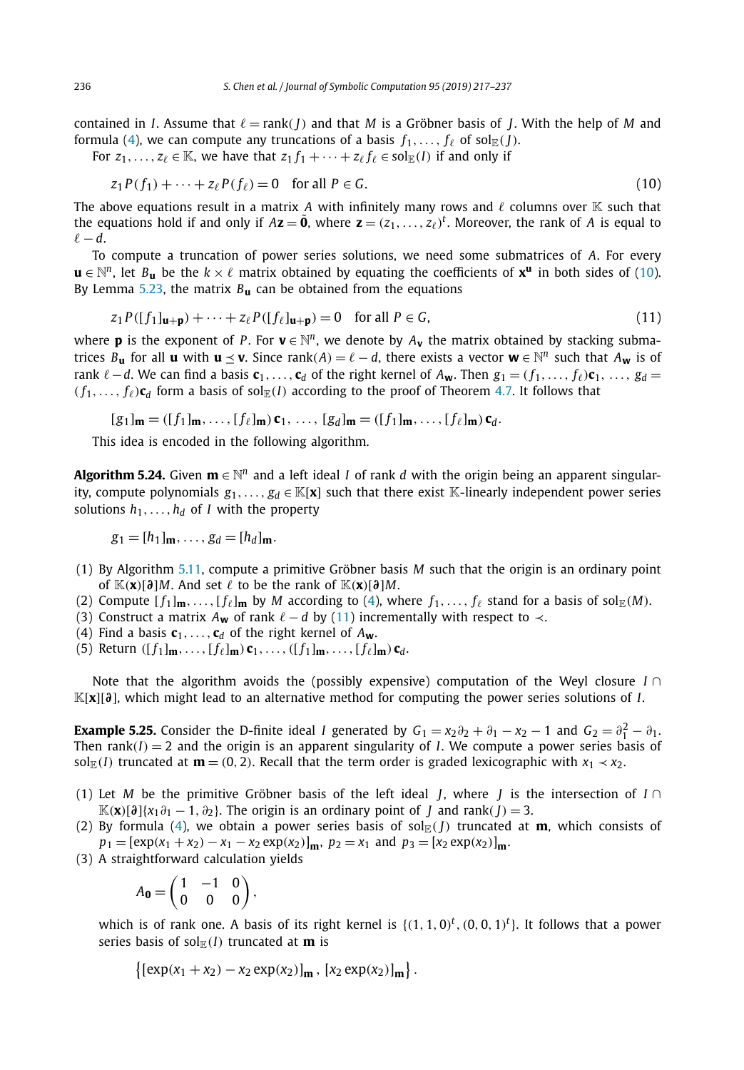contained in $I$. Assume that $\ell = \text{rank}(J)$ and that $M$ is a Gröbner basis of $J$. With the help of $M$ and formula (4), we can compute any truncations of a basis $f_1, \ldots, f_\ell$ of $\text{sol}_{\mathbb{E}}(J)$.

For $z_1, \ldots, z_\ell \in \mathbb{K}$, we have that $z_1 f_1 + \cdots + z_\ell f_\ell \in \text{sol}_{\mathbb{E}}(I)$ if and only if

$$z_1 P(f_1) + \cdots + z_\ell P(f_\ell) = 0 \quad \text{for all } P \in G. \tag{10}$$

The above equations result in a matrix $A$ with infinitely many rows and $\ell$ columns over $\mathbb{K}$ such that the equations hold if and only if $A\mathbf{z} = \tilde{\mathbf{0}}$, where $\mathbf{z} = (z_1, \ldots, z_\ell)^t$. Moreover, the rank of $A$ is equal to $\ell - d$.

To compute a truncation of power series solutions, we need some submatrices of $A$. For every $\mathbf{u} \in \mathbb{N}^n$, let $B_{\mathbf{u}}$ be the $k \times \ell$ matrix obtained by equating the coefficients of $\mathbf{x}^{\mathbf{u}}$ in both sides of (10). By Lemma 5.23, the matrix $B_{\mathbf{u}}$ can be obtained from the equations

$$z_1 P([f_1]_{\mathbf{u}+\mathbf{p}}) + \cdots + z_\ell P([f_\ell]_{\mathbf{u}+\mathbf{p}}) = 0 \quad \text{for all } P \in G, \tag{11}$$

where $\mathbf{p}$ is the exponent of $P$. For $\mathbf{v} \in \mathbb{N}^n$, we denote by $A_{\mathbf{v}}$ the matrix obtained by stacking submatrices $B_{\mathbf{u}}$ for all $\mathbf{u}$ with $\mathbf{u} \preceq \mathbf{v}$. Since $\text{rank}(A) = \ell - d$, there exists a vector $\mathbf{w} \in \mathbb{N}^n$ such that $A_{\mathbf{w}}$ is of rank $\ell - d$. We can find a basis $\mathbf{c}_1, \ldots, \mathbf{c}_d$ of the right kernel of $A_{\mathbf{w}}$. Then $g_1 = (f_1, \ldots, f_\ell)\mathbf{c}_1, \ldots, g_d = (f_1, \ldots, f_\ell)\mathbf{c}_d$ form a basis of $\text{sol}_{\mathbb{E}}(I)$ according to the proof of Theorem 4.7. It follows that

$$[g_1]_{\mathbf{m}} = ([f_1]_{\mathbf{m}}, \ldots, [f_\ell]_{\mathbf{m}})\, \mathbf{c}_1, \ \ldots, \ [g_d]_{\mathbf{m}} = ([f_1]_{\mathbf{m}}, \ldots, [f_\ell]_{\mathbf{m}})\, \mathbf{c}_d.$$

This idea is encoded in the following algorithm.

**Algorithm 5.24.** Given $\mathbf{m} \in \mathbb{N}^n$ and a left ideal $I$ of rank $d$ with the origin being an apparent singularity, compute polynomials $g_1, \ldots, g_d \in \mathbb{K}[\mathbf{x}]$ such that there exist $\mathbb{K}$-linearly independent power series solutions $h_1, \ldots, h_d$ of $I$ with the property

$$g_1 = [h_1]_{\mathbf{m}}, \ldots, g_d = [h_d]_{\mathbf{m}}.$$

1. By Algorithm 5.11, compute a primitive Gröbner basis $M$ such that the origin is an ordinary point of $\mathbb{K}(\mathbf{x})[\boldsymbol{\partial}]M$. And set $\ell$ to be the rank of $\mathbb{K}(\mathbf{x})[\boldsymbol{\partial}]M$.
2. Compute $[f_1]_{\mathbf{m}}, \ldots, [f_\ell]_{\mathbf{m}}$ by $M$ according to (4), where $f_1, \ldots, f_\ell$ stand for a basis of $\text{sol}_{\mathbb{E}}(M)$.
3. Construct a matrix $A_{\mathbf{w}}$ of rank $\ell - d$ by (11) incrementally with respect to $\prec$.
4. Find a basis $\mathbf{c}_1, \ldots, \mathbf{c}_d$ of the right kernel of $A_{\mathbf{w}}$.
5. Return $([f_1]_{\mathbf{m}}, \ldots, [f_\ell]_{\mathbf{m}})\, \mathbf{c}_1, \ldots, ([f_1]_{\mathbf{m}}, \ldots, [f_\ell]_{\mathbf{m}})\, \mathbf{c}_d$.

Note that the algorithm avoids the (possibly expensive) computation of the Weyl closure $I \cap \mathbb{K}[\mathbf{x}][\boldsymbol{\partial}]$, which might lead to an alternative method for computing the power series solutions of $I$.

**Example 5.25.** Consider the D-finite ideal $I$ generated by $G_1 = x_2\partial_2 + \partial_1 - x_2 - 1$ and $G_2 = \partial_1^2 - \partial_1$. Then $\text{rank}(I) = 2$ and the origin is an apparent singularity of $I$. We compute a power series basis of $\text{sol}_{\mathbb{E}}(I)$ truncated at $\mathbf{m} = (0, 2)$. Recall that the term order is graded lexicographic with $x_1 \prec x_2$.

1. Let $M$ be the primitive Gröbner basis of the left ideal $J$, where $J$ is the intersection of $I \cap \mathbb{K}(\mathbf{x})[\boldsymbol{\partial}]\{x_1\partial_1 - 1, \partial_2\}$. The origin is an ordinary point of $J$ and $\text{rank}(J) = 3$.
2. By formula (4), we obtain a power series basis of $\text{sol}_{\mathbb{E}}(J)$ truncated at $\mathbf{m}$, which consists of $p_1 = [\exp(x_1 + x_2) - x_1 - x_2\exp(x_2)]_{\mathbf{m}}$, $p_2 = x_1$ and $p_3 = [x_2\exp(x_2)]_{\mathbf{m}}$.
3. A straightforward calculation yields

$$A_{\mathbf{0}} = \begin{pmatrix} 1 & -1 & 0 \\ 0 & 0 & 0 \end{pmatrix},$$

which is of rank one. A basis of its right kernel is $\{(1, 1, 0)^t, (0, 0, 1)^t\}$. It follows that a power series basis of $\text{sol}_{\mathbb{E}}(I)$ truncated at $\mathbf{m}$ is

$$\left\{[\exp(x_1 + x_2) - x_2\exp(x_2)]_{\mathbf{m}},\ [x_2\exp(x_2)]_{\mathbf{m}}\right\}.$$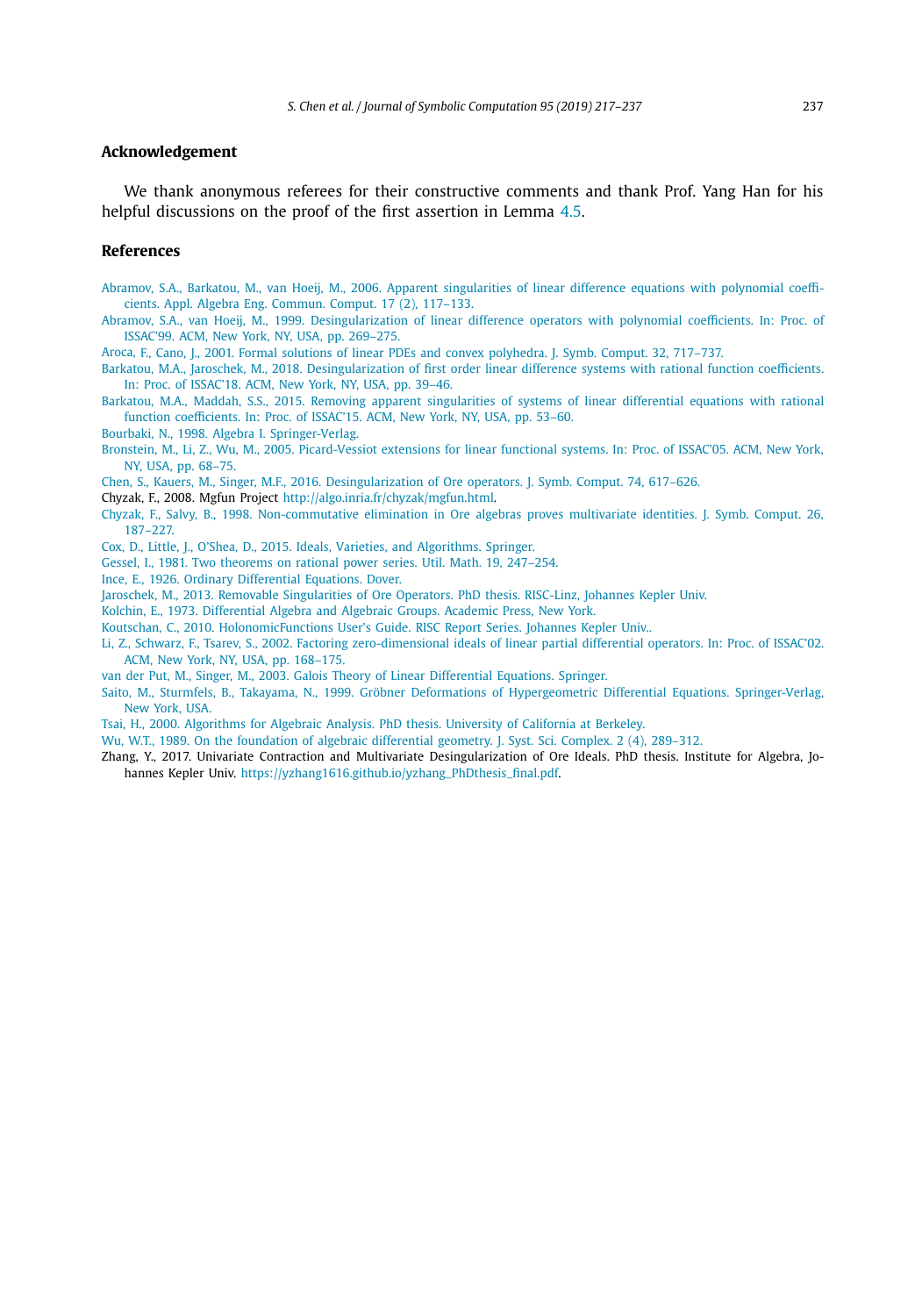## Acknowledgement

We thank anonymous referees for their constructive comments and thank Prof. Yang Han for his helpful discussions on the proof of the first assertion in Lemma 4.5.

## References

Abramov, S.A., Barkatou, M., van Hoeij, M., 2006. Apparent singularities of linear difference equations with polynomial coefficients. Appl. Algebra Eng. Commun. Comput. 17 (2), 117–133.

Abramov, S.A., van Hoeij, M., 1999. Desingularization of linear difference operators with polynomial coefficients. In: Proc. of ISSAC'99. ACM, New York, NY, USA, pp. 269–275.

Aroca, F., Cano, J., 2001. Formal solutions of linear PDEs and convex polyhedra. J. Symb. Comput. 32, 717–737.

Barkatou, M.A., Jaroschek, M., 2018. Desingularization of first order linear difference systems with rational function coefficients. In: Proc. of ISSAC'18. ACM, New York, NY, USA, pp. 39–46.

Barkatou, M.A., Maddah, S.S., 2015. Removing apparent singularities of systems of linear differential equations with rational function coefficients. In: Proc. of ISSAC'15. ACM, New York, NY, USA, pp. 53–60.

Bourbaki, N., 1998. Algebra I. Springer-Verlag.

Bronstein, M., Li, Z., Wu, M., 2005. Picard-Vessiot extensions for linear functional systems. In: Proc. of ISSAC'05. ACM, New York, NY, USA, pp. 68–75.

Chen, S., Kauers, M., Singer, M.F., 2016. Desingularization of Ore operators. J. Symb. Comput. 74, 617–626.

Chyzak, F., 2008. Mgfun Project http://algo.inria.fr/chyzak/mgfun.html.

Chyzak, F., Salvy, B., 1998. Non-commutative elimination in Ore algebras proves multivariate identities. J. Symb. Comput. 26, 187–227.

Cox, D., Little, J., O'Shea, D., 2015. Ideals, Varieties, and Algorithms. Springer.

Gessel, I., 1981. Two theorems on rational power series. Util. Math. 19, 247–254.

Ince, E., 1926. Ordinary Differential Equations. Dover.

Jaroschek, M., 2013. Removable Singularities of Ore Operators. PhD thesis. RISC-Linz, Johannes Kepler Univ.

Kolchin, E., 1973. Differential Algebra and Algebraic Groups. Academic Press, New York.

Koutschan, C., 2010. HolonomicFunctions User's Guide. RISC Report Series. Johannes Kepler Univ..

Li, Z., Schwarz, F., Tsarev, S., 2002. Factoring zero-dimensional ideals of linear partial differential operators. In: Proc. of ISSAC'02. ACM, New York, NY, USA, pp. 168–175.

van der Put, M., Singer, M., 2003. Galois Theory of Linear Differential Equations. Springer.

Saito, M., Sturmfels, B., Takayama, N., 1999. Gröbner Deformations of Hypergeometric Differential Equations. Springer-Verlag, New York, USA.

Tsai, H., 2000. Algorithms for Algebraic Analysis. PhD thesis. University of California at Berkeley.

Wu, W.T., 1989. On the foundation of algebraic differential geometry. J. Syst. Sci. Complex. 2 (4), 289–312.

Zhang, Y., 2017. Univariate Contraction and Multivariate Desingularization of Ore Ideals. PhD thesis. Institute for Algebra, Johannes Kepler Univ. https://yzhang1616.github.io/yzhang_PhDthesis_final.pdf.